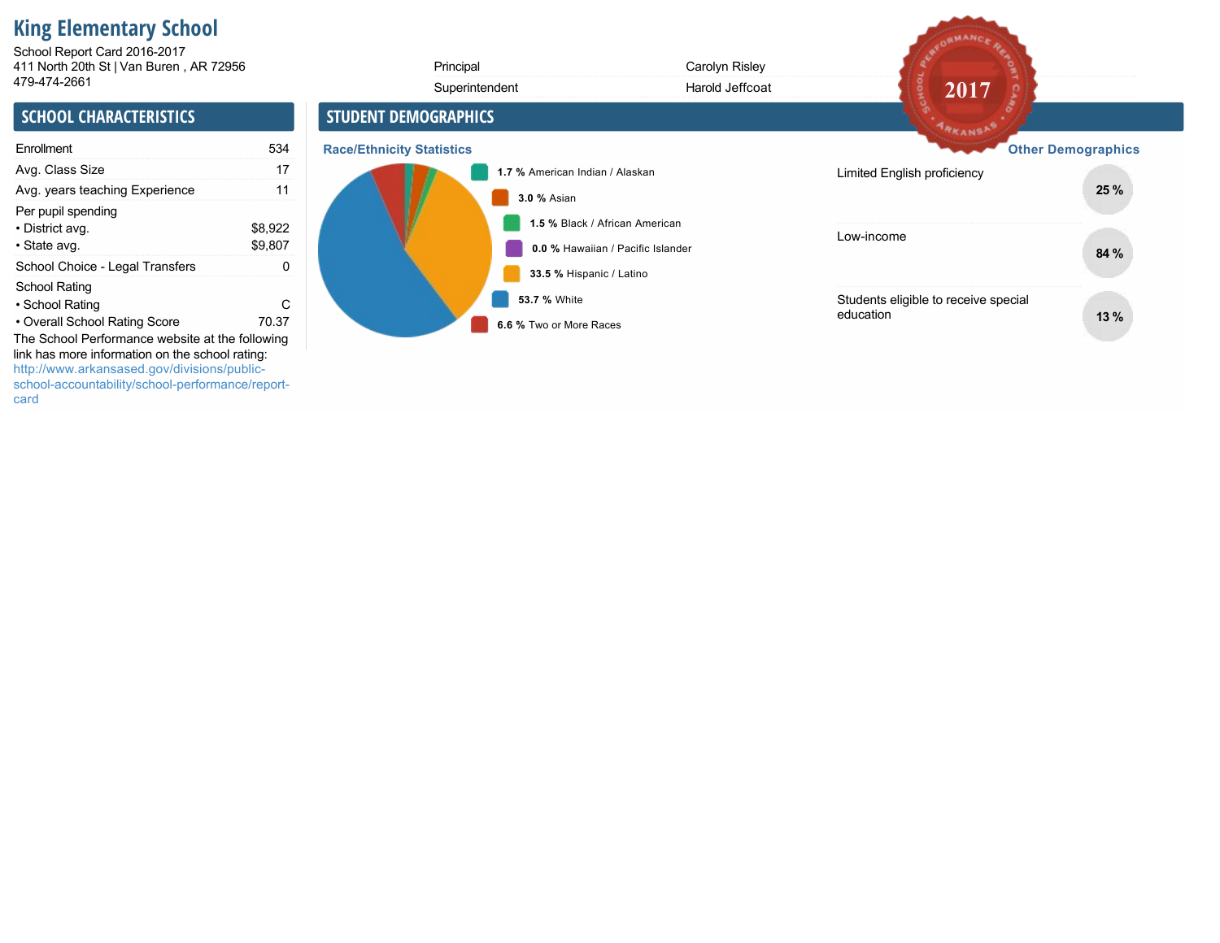# King Elementary School

School Report Card 2016-2017
411 North 20th St | Van Buren , AR 72956
479-474-2661

| | |
|---|---|
| Principal | Carolyn Risley |
| Superintendent | Harold Jeffcoat |

2017

## SCHOOL CHARACTERISTICS

| | |
|---|---|
| Enrollment | 534 |
| Avg. Class Size | 17 |
| Avg. years teaching Experience | 11 |
| Per pupil spending | |
| • District avg. | $8,922 |
| • State avg. | $9,807 |
| School Choice - Legal Transfers | 0 |
| School Rating | |
| • School Rating | C |
| • Overall School Rating Score | 70.37 |

The School Performance website at the following link has more information on the school rating: http://www.arkansased.gov/divisions/public-school-accountability/school-performance/report-card

## STUDENT DEMOGRAPHICS

### Race/Ethnicity Statistics

- **1.7 %** American Indian / Alaskan
- **3.0 %** Asian
- **1.5 %** Black / African American
- **0.0 %** Hawaiian / Pacific Islander
- **33.5 %** Hispanic / Latino
- **53.7 %** White
- **6.6 %** Two or More Races

### Other Demographics

| | |
|---|---|
| Limited English proficiency | 25 % |
| Low-income | 84 % |
| Students eligible to receive special education | 13 % |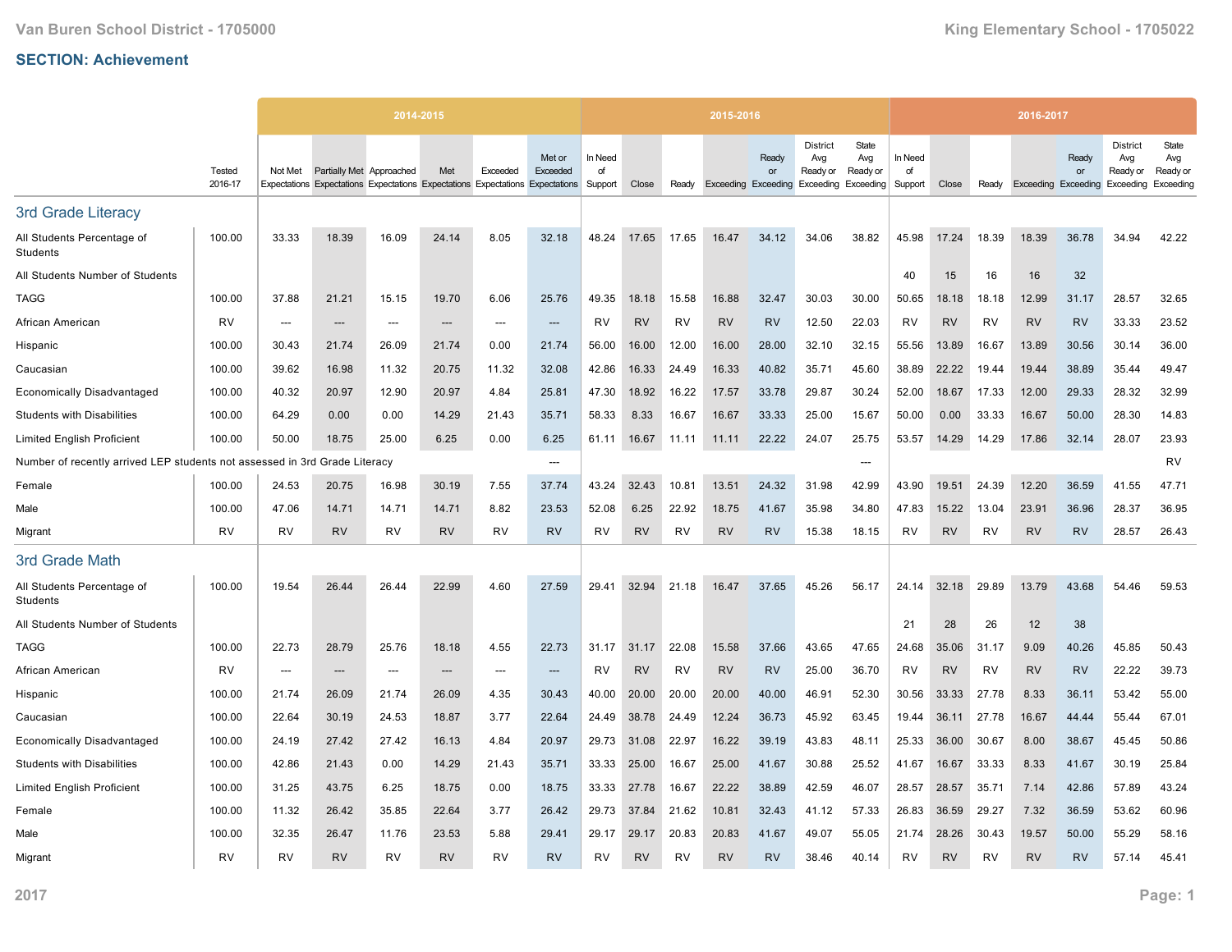Van Buren School District - 1705000 | King Elementary School - 1705022

## SECTION: Achievement

| | Tested 2016-17 | 2014-2015 | | | | | | 2015-2016 | | | | | | | 2016-2017 | | | | | | |
|---|---|---|---|---|---|---|---|---|---|---|---|---|---|---|---|---|---|---|---|---|---|
| | | Not Met Expectations | Partially Met Expectations | Approached Expectations | Met Expectations | Exceeded Expectations | Met or Exceeded Expectations | In Need of Support | Close | Ready | Exceeding | Ready or Exceeding | District Avg Ready or Exceeding | State Avg Ready or Exceeding | In Need of Support | Close | Ready | Exceeding | Ready or Exceeding | District Avg Ready or Exceeding | State Avg Ready or Exceeding |
| **3rd Grade Literacy** | | | | | | | | | | | | | | | | | | | | | |
| All Students Percentage of Students | 100.00 | 33.33 | 18.39 | 16.09 | 24.14 | 8.05 | 32.18 | 48.24 | 17.65 | 17.65 | 16.47 | 34.12 | 34.06 | 38.82 | 45.98 | 17.24 | 18.39 | 18.39 | 36.78 | 34.94 | 42.22 |
| All Students Number of Students | | | | | | | | | | | | | | | 40 | 15 | 16 | 16 | 32 | | |
| TAGG | 100.00 | 37.88 | 21.21 | 15.15 | 19.70 | 6.06 | 25.76 | 49.35 | 18.18 | 15.58 | 16.88 | 32.47 | 30.03 | 30.00 | 50.65 | 18.18 | 18.18 | 12.99 | 31.17 | 28.57 | 32.65 |
| African American | RV | --- | --- | --- | --- | --- | --- | RV | RV | RV | RV | RV | 12.50 | 22.03 | RV | RV | RV | RV | RV | 33.33 | 23.52 |
| Hispanic | 100.00 | 30.43 | 21.74 | 26.09 | 21.74 | 0.00 | 21.74 | 56.00 | 16.00 | 12.00 | 16.00 | 28.00 | 32.10 | 32.15 | 55.56 | 13.89 | 16.67 | 13.89 | 30.56 | 30.14 | 36.00 |
| Caucasian | 100.00 | 39.62 | 16.98 | 11.32 | 20.75 | 11.32 | 32.08 | 42.86 | 16.33 | 24.49 | 16.33 | 40.82 | 35.71 | 45.60 | 38.89 | 22.22 | 19.44 | 19.44 | 38.89 | 35.44 | 49.47 |
| Economically Disadvantaged | 100.00 | 40.32 | 20.97 | 12.90 | 20.97 | 4.84 | 25.81 | 47.30 | 18.92 | 16.22 | 17.57 | 33.78 | 29.87 | 30.24 | 52.00 | 18.67 | 17.33 | 12.00 | 29.33 | 28.32 | 32.99 |
| Students with Disabilities | 100.00 | 64.29 | 0.00 | 0.00 | 14.29 | 21.43 | 35.71 | 58.33 | 8.33 | 16.67 | 16.67 | 33.33 | 25.00 | 15.67 | 50.00 | 0.00 | 33.33 | 16.67 | 50.00 | 28.30 | 14.83 |
| Limited English Proficient | 100.00 | 50.00 | 18.75 | 25.00 | 6.25 | 0.00 | 6.25 | 61.11 | 16.67 | 11.11 | 11.11 | 22.22 | 24.07 | 25.75 | 53.57 | 14.29 | 14.29 | 17.86 | 32.14 | 28.07 | 23.93 |
| Number of recently arrived LEP students not assessed in 3rd Grade Literacy | | | | | | | --- | | | | | | | --- | | | | | | | RV |
| Female | 100.00 | 24.53 | 20.75 | 16.98 | 30.19 | 7.55 | 37.74 | 43.24 | 32.43 | 10.81 | 13.51 | 24.32 | 31.98 | 42.99 | 43.90 | 19.51 | 24.39 | 12.20 | 36.59 | 41.55 | 47.71 |
| Male | 100.00 | 47.06 | 14.71 | 14.71 | 14.71 | 8.82 | 23.53 | 52.08 | 6.25 | 22.92 | 18.75 | 41.67 | 35.98 | 34.80 | 47.83 | 15.22 | 13.04 | 23.91 | 36.96 | 28.37 | 36.95 |
| Migrant | RV | RV | RV | RV | RV | RV | RV | RV | RV | RV | RV | RV | 15.38 | 18.15 | RV | RV | RV | RV | RV | 28.57 | 26.43 |
| **3rd Grade Math** | | | | | | | | | | | | | | | | | | | | | |
| All Students Percentage of Students | 100.00 | 19.54 | 26.44 | 26.44 | 22.99 | 4.60 | 27.59 | 29.41 | 32.94 | 21.18 | 16.47 | 37.65 | 45.26 | 56.17 | 24.14 | 32.18 | 29.89 | 13.79 | 43.68 | 54.46 | 59.53 |
| All Students Number of Students | | | | | | | | | | | | | | | 21 | 28 | 26 | 12 | 38 | | |
| TAGG | 100.00 | 22.73 | 28.79 | 25.76 | 18.18 | 4.55 | 22.73 | 31.17 | 31.17 | 22.08 | 15.58 | 37.66 | 43.65 | 47.65 | 24.68 | 35.06 | 31.17 | 9.09 | 40.26 | 45.85 | 50.43 |
| African American | RV | --- | --- | --- | --- | --- | --- | RV | RV | RV | RV | RV | 25.00 | 36.70 | RV | RV | RV | RV | RV | 22.22 | 39.73 |
| Hispanic | 100.00 | 21.74 | 26.09 | 21.74 | 26.09 | 4.35 | 30.43 | 40.00 | 20.00 | 20.00 | 20.00 | 40.00 | 46.91 | 52.30 | 30.56 | 33.33 | 27.78 | 8.33 | 36.11 | 53.42 | 55.00 |
| Caucasian | 100.00 | 22.64 | 30.19 | 24.53 | 18.87 | 3.77 | 22.64 | 24.49 | 38.78 | 24.49 | 12.24 | 36.73 | 45.92 | 63.45 | 19.44 | 36.11 | 27.78 | 16.67 | 44.44 | 55.44 | 67.01 |
| Economically Disadvantaged | 100.00 | 24.19 | 27.42 | 27.42 | 16.13 | 4.84 | 20.97 | 29.73 | 31.08 | 22.97 | 16.22 | 39.19 | 43.83 | 48.11 | 25.33 | 36.00 | 30.67 | 8.00 | 38.67 | 45.45 | 50.86 |
| Students with Disabilities | 100.00 | 42.86 | 21.43 | 0.00 | 14.29 | 21.43 | 35.71 | 33.33 | 25.00 | 16.67 | 25.00 | 41.67 | 30.88 | 25.52 | 41.67 | 16.67 | 33.33 | 8.33 | 41.67 | 30.19 | 25.84 |
| Limited English Proficient | 100.00 | 31.25 | 43.75 | 6.25 | 18.75 | 0.00 | 18.75 | 33.33 | 27.78 | 16.67 | 22.22 | 38.89 | 42.59 | 46.07 | 28.57 | 28.57 | 35.71 | 7.14 | 42.86 | 57.89 | 43.24 |
| Female | 100.00 | 11.32 | 26.42 | 35.85 | 22.64 | 3.77 | 26.42 | 29.73 | 37.84 | 21.62 | 10.81 | 32.43 | 41.12 | 57.33 | 26.83 | 36.59 | 29.27 | 7.32 | 36.59 | 53.62 | 60.96 |
| Male | 100.00 | 32.35 | 26.47 | 11.76 | 23.53 | 5.88 | 29.41 | 29.17 | 29.17 | 20.83 | 20.83 | 41.67 | 49.07 | 55.05 | 21.74 | 28.26 | 30.43 | 19.57 | 50.00 | 55.29 | 58.16 |
| Migrant | RV | RV | RV | RV | RV | RV | RV | RV | RV | RV | RV | RV | 38.46 | 40.14 | RV | RV | RV | RV | RV | 57.14 | 45.41 |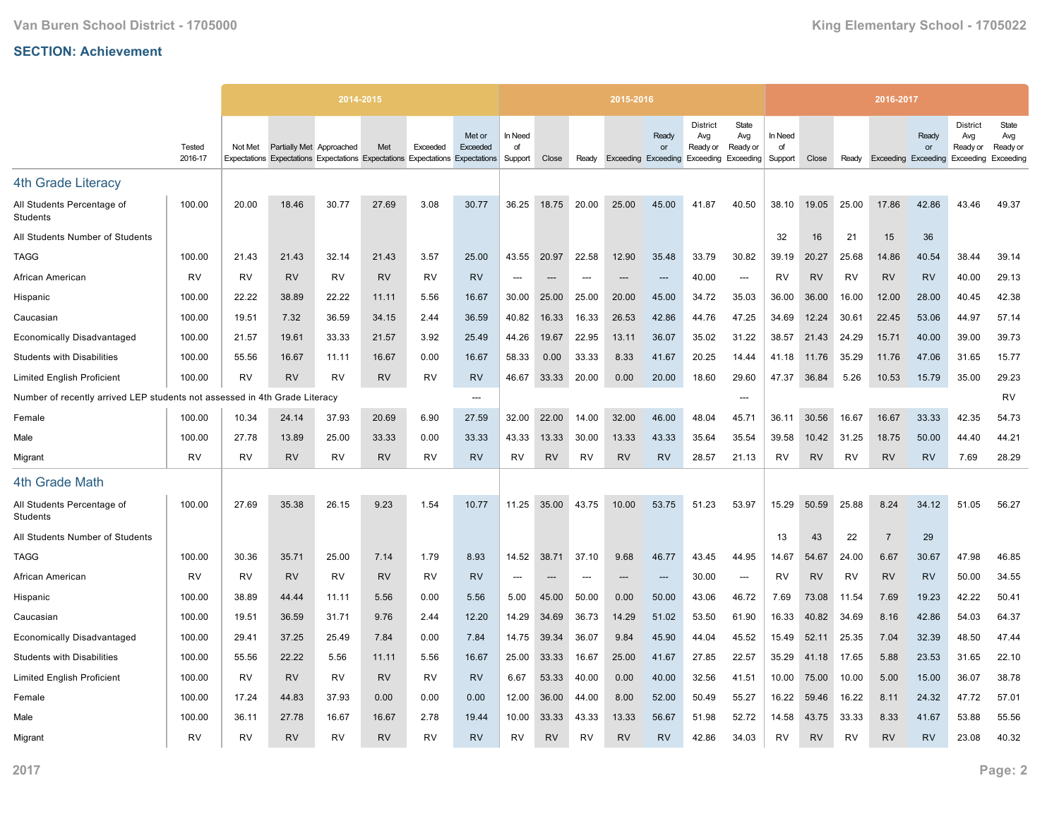## SECTION: Achievement

| | Tested 2016-17 | 2014-2015 | | | | | | 2015-2016 | | | | | | | 2016-2017 | | | | | | |
|---|---|---|---|---|---|---|---|---|---|---|---|---|---|---|---|---|---|---|---|---|---|
| | | Not Met Expectations | Partially Met Expectations | Approached Expectations | Met Expectations | Exceeded Expectations | Met or Exceeded Expectations | In Need of Support | Close | Ready | Exceeding | Ready or Exceeding | District Avg Ready or Exceeding | State Avg Ready or Exceeding | In Need of Support | Close | Ready | Exceeding | Ready or Exceeding | District Avg Ready or Exceeding | State Avg Ready or Exceeding |
| **4th Grade Literacy** | | | | | | | | | | | | | | | | | | | | | |
| All Students Percentage of Students | 100.00 | 20.00 | 18.46 | 30.77 | 27.69 | 3.08 | 30.77 | 36.25 | 18.75 | 20.00 | 25.00 | 45.00 | 41.87 | 40.50 | 38.10 | 19.05 | 25.00 | 17.86 | 42.86 | 43.46 | 49.37 |
| All Students Number of Students | | | | | | | | | | | | | | | 32 | 16 | 21 | 15 | 36 | | |
| TAGG | 100.00 | 21.43 | 21.43 | 32.14 | 21.43 | 3.57 | 25.00 | 43.55 | 20.97 | 22.58 | 12.90 | 35.48 | 33.79 | 30.82 | 39.19 | 20.27 | 25.68 | 14.86 | 40.54 | 38.44 | 39.14 |
| African American | RV | RV | RV | RV | RV | RV | RV | --- | --- | --- | --- | --- | 40.00 | --- | RV | RV | RV | RV | RV | 40.00 | 29.13 |
| Hispanic | 100.00 | 22.22 | 38.89 | 22.22 | 11.11 | 5.56 | 16.67 | 30.00 | 25.00 | 25.00 | 20.00 | 45.00 | 34.72 | 35.03 | 36.00 | 36.00 | 16.00 | 12.00 | 28.00 | 40.45 | 42.38 |
| Caucasian | 100.00 | 19.51 | 7.32 | 36.59 | 34.15 | 2.44 | 36.59 | 40.82 | 16.33 | 16.33 | 26.53 | 42.86 | 44.76 | 47.25 | 34.69 | 12.24 | 30.61 | 22.45 | 53.06 | 44.97 | 57.14 |
| Economically Disadvantaged | 100.00 | 21.57 | 19.61 | 33.33 | 21.57 | 3.92 | 25.49 | 44.26 | 19.67 | 22.95 | 13.11 | 36.07 | 35.02 | 31.22 | 38.57 | 21.43 | 24.29 | 15.71 | 40.00 | 39.00 | 39.73 |
| Students with Disabilities | 100.00 | 55.56 | 16.67 | 11.11 | 16.67 | 0.00 | 16.67 | 58.33 | 0.00 | 33.33 | 8.33 | 41.67 | 20.25 | 14.44 | 41.18 | 11.76 | 35.29 | 11.76 | 47.06 | 31.65 | 15.77 |
| Limited English Proficient | 100.00 | RV | RV | RV | RV | RV | RV | 46.67 | 33.33 | 20.00 | 0.00 | 20.00 | 18.60 | 29.60 | 47.37 | 36.84 | 5.26 | 10.53 | 15.79 | 35.00 | 29.23 |
| Number of recently arrived LEP students not assessed in 4th Grade Literacy | | | | | | | --- | | | | | | | --- | | | | | | | RV |
| Female | 100.00 | 10.34 | 24.14 | 37.93 | 20.69 | 6.90 | 27.59 | 32.00 | 22.00 | 14.00 | 32.00 | 46.00 | 48.04 | 45.71 | 36.11 | 30.56 | 16.67 | 16.67 | 33.33 | 42.35 | 54.73 |
| Male | 100.00 | 27.78 | 13.89 | 25.00 | 33.33 | 0.00 | 33.33 | 43.33 | 13.33 | 30.00 | 13.33 | 43.33 | 35.64 | 35.54 | 39.58 | 10.42 | 31.25 | 18.75 | 50.00 | 44.40 | 44.21 |
| Migrant | RV | RV | RV | RV | RV | RV | RV | RV | RV | RV | RV | RV | 28.57 | 21.13 | RV | RV | RV | RV | RV | 7.69 | 28.29 |
| **4th Grade Math** | | | | | | | | | | | | | | | | | | | | | |
| All Students Percentage of Students | 100.00 | 27.69 | 35.38 | 26.15 | 9.23 | 1.54 | 10.77 | 11.25 | 35.00 | 43.75 | 10.00 | 53.75 | 51.23 | 53.97 | 15.29 | 50.59 | 25.88 | 8.24 | 34.12 | 51.05 | 56.27 |
| All Students Number of Students | | | | | | | | | | | | | | | 13 | 43 | 22 | 7 | 29 | | |
| TAGG | 100.00 | 30.36 | 35.71 | 25.00 | 7.14 | 1.79 | 8.93 | 14.52 | 38.71 | 37.10 | 9.68 | 46.77 | 43.45 | 44.95 | 14.67 | 54.67 | 24.00 | 6.67 | 30.67 | 47.98 | 46.85 |
| African American | RV | RV | RV | RV | RV | RV | RV | --- | --- | --- | --- | --- | 30.00 | --- | RV | RV | RV | RV | RV | 50.00 | 34.55 |
| Hispanic | 100.00 | 38.89 | 44.44 | 11.11 | 5.56 | 0.00 | 5.56 | 5.00 | 45.00 | 50.00 | 0.00 | 50.00 | 43.06 | 46.72 | 7.69 | 73.08 | 11.54 | 7.69 | 19.23 | 42.22 | 50.41 |
| Caucasian | 100.00 | 19.51 | 36.59 | 31.71 | 9.76 | 2.44 | 12.20 | 14.29 | 34.69 | 36.73 | 14.29 | 51.02 | 53.50 | 61.90 | 16.33 | 40.82 | 34.69 | 8.16 | 42.86 | 54.03 | 64.37 |
| Economically Disadvantaged | 100.00 | 29.41 | 37.25 | 25.49 | 7.84 | 0.00 | 7.84 | 14.75 | 39.34 | 36.07 | 9.84 | 45.90 | 44.04 | 45.52 | 15.49 | 52.11 | 25.35 | 7.04 | 32.39 | 48.50 | 47.44 |
| Students with Disabilities | 100.00 | 55.56 | 22.22 | 5.56 | 11.11 | 5.56 | 16.67 | 25.00 | 33.33 | 16.67 | 25.00 | 41.67 | 27.85 | 22.57 | 35.29 | 41.18 | 17.65 | 5.88 | 23.53 | 31.65 | 22.10 |
| Limited English Proficient | 100.00 | RV | RV | RV | RV | RV | RV | 6.67 | 53.33 | 40.00 | 0.00 | 40.00 | 32.56 | 41.51 | 10.00 | 75.00 | 10.00 | 5.00 | 15.00 | 36.07 | 38.78 |
| Female | 100.00 | 17.24 | 44.83 | 37.93 | 0.00 | 0.00 | 0.00 | 12.00 | 36.00 | 44.00 | 8.00 | 52.00 | 50.49 | 55.27 | 16.22 | 59.46 | 16.22 | 8.11 | 24.32 | 47.72 | 57.01 |
| Male | 100.00 | 36.11 | 27.78 | 16.67 | 16.67 | 2.78 | 19.44 | 10.00 | 33.33 | 43.33 | 13.33 | 56.67 | 51.98 | 52.72 | 14.58 | 43.75 | 33.33 | 8.33 | 41.67 | 53.88 | 55.56 |
| Migrant | RV | RV | RV | RV | RV | RV | RV | RV | RV | RV | RV | RV | 42.86 | 34.03 | RV | RV | RV | RV | RV | 23.08 | 40.32 |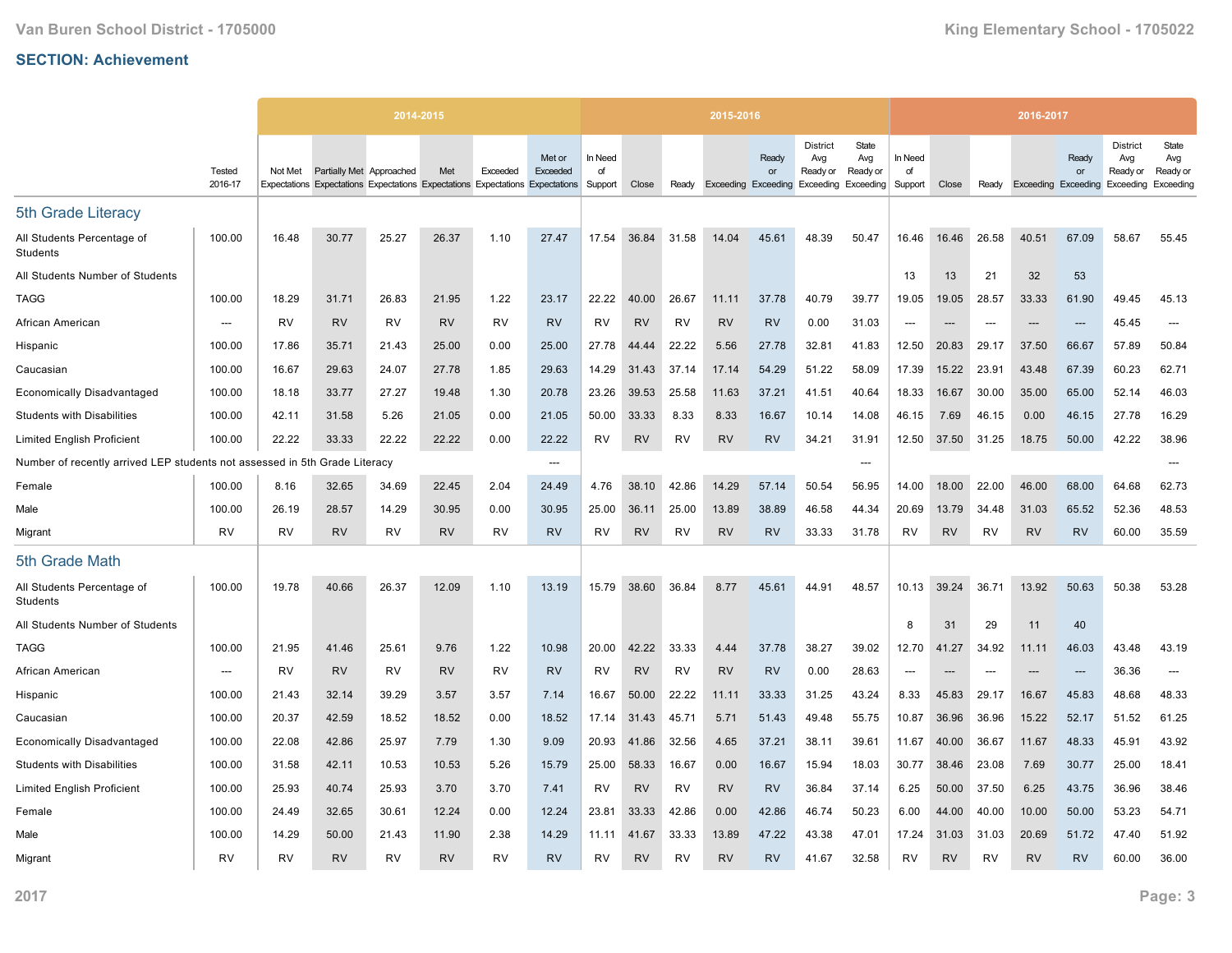## SECTION: Achievement

| | Tested 2016-17 | 2014-2015 | | | | | | 2015-2016 | | | | | | | 2016-2017 | | | | | | |
|---|---|---|---|---|---|---|---|---|---|---|---|---|---|---|---|---|---|---|---|---|---|
| | | Not Met Expectations | Partially Met Expectations | Approached Expectations | Met Expectations | Exceeded Expectations | Met or Exceeded Expectations | In Need of Support | Close | Ready | Exceeding | Ready or Exceeding | District Avg Ready or Exceeding | State Avg Ready or Exceeding | In Need of Support | Close | Ready | Exceeding | Ready or Exceeding | District Avg Ready or Exceeding | State Avg Ready or Exceeding |
| **5th Grade Literacy** | | | | | | | | | | | | | | | | | | | | | |
| All Students Percentage of Students | 100.00 | 16.48 | 30.77 | 25.27 | 26.37 | 1.10 | 27.47 | 17.54 | 36.84 | 31.58 | 14.04 | 45.61 | 48.39 | 50.47 | 16.46 | 16.46 | 26.58 | 40.51 | 67.09 | 58.67 | 55.45 |
| All Students Number of Students | | | | | | | | | | | | | | | 13 | 13 | 21 | 32 | 53 | | |
| TAGG | 100.00 | 18.29 | 31.71 | 26.83 | 21.95 | 1.22 | 23.17 | 22.22 | 40.00 | 26.67 | 11.11 | 37.78 | 40.79 | 39.77 | 19.05 | 19.05 | 28.57 | 33.33 | 61.90 | 49.45 | 45.13 |
| African American | --- | RV | RV | RV | RV | RV | RV | RV | RV | RV | RV | RV | 0.00 | 31.03 | --- | --- | --- | --- | --- | 45.45 | --- |
| Hispanic | 100.00 | 17.86 | 35.71 | 21.43 | 25.00 | 0.00 | 25.00 | 27.78 | 44.44 | 22.22 | 5.56 | 27.78 | 32.81 | 41.83 | 12.50 | 20.83 | 29.17 | 37.50 | 66.67 | 57.89 | 50.84 |
| Caucasian | 100.00 | 16.67 | 29.63 | 24.07 | 27.78 | 1.85 | 29.63 | 14.29 | 31.43 | 37.14 | 17.14 | 54.29 | 51.22 | 58.09 | 17.39 | 15.22 | 23.91 | 43.48 | 67.39 | 60.23 | 62.71 |
| Economically Disadvantaged | 100.00 | 18.18 | 33.77 | 27.27 | 19.48 | 1.30 | 20.78 | 23.26 | 39.53 | 25.58 | 11.63 | 37.21 | 41.51 | 40.64 | 18.33 | 16.67 | 30.00 | 35.00 | 65.00 | 52.14 | 46.03 |
| Students with Disabilities | 100.00 | 42.11 | 31.58 | 5.26 | 21.05 | 0.00 | 21.05 | 50.00 | 33.33 | 8.33 | 8.33 | 16.67 | 10.14 | 14.08 | 46.15 | 7.69 | 46.15 | 0.00 | 46.15 | 27.78 | 16.29 |
| Limited English Proficient | 100.00 | 22.22 | 33.33 | 22.22 | 22.22 | 0.00 | 22.22 | RV | RV | RV | RV | RV | 34.21 | 31.91 | 12.50 | 37.50 | 31.25 | 18.75 | 50.00 | 42.22 | 38.96 |
| Number of recently arrived LEP students not assessed in 5th Grade Literacy | | | | | | | --- | | | | | | | --- | | | | | | | --- |
| Female | 100.00 | 8.16 | 32.65 | 34.69 | 22.45 | 2.04 | 24.49 | 4.76 | 38.10 | 42.86 | 14.29 | 57.14 | 50.54 | 56.95 | 14.00 | 18.00 | 22.00 | 46.00 | 68.00 | 64.68 | 62.73 |
| Male | 100.00 | 26.19 | 28.57 | 14.29 | 30.95 | 0.00 | 30.95 | 25.00 | 36.11 | 25.00 | 13.89 | 38.89 | 46.58 | 44.34 | 20.69 | 13.79 | 34.48 | 31.03 | 65.52 | 52.36 | 48.53 |
| Migrant | RV | RV | RV | RV | RV | RV | RV | RV | RV | RV | RV | RV | 33.33 | 31.78 | RV | RV | RV | RV | RV | 60.00 | 35.59 |
| **5th Grade Math** | | | | | | | | | | | | | | | | | | | | | |
| All Students Percentage of Students | 100.00 | 19.78 | 40.66 | 26.37 | 12.09 | 1.10 | 13.19 | 15.79 | 38.60 | 36.84 | 8.77 | 45.61 | 44.91 | 48.57 | 10.13 | 39.24 | 36.71 | 13.92 | 50.63 | 50.38 | 53.28 |
| All Students Number of Students | | | | | | | | | | | | | | | 8 | 31 | 29 | 11 | 40 | | |
| TAGG | 100.00 | 21.95 | 41.46 | 25.61 | 9.76 | 1.22 | 10.98 | 20.00 | 42.22 | 33.33 | 4.44 | 37.78 | 38.27 | 39.02 | 12.70 | 41.27 | 34.92 | 11.11 | 46.03 | 43.48 | 43.19 |
| African American | --- | RV | RV | RV | RV | RV | RV | RV | RV | RV | RV | RV | 0.00 | 28.63 | --- | --- | --- | --- | --- | 36.36 | --- |
| Hispanic | 100.00 | 21.43 | 32.14 | 39.29 | 3.57 | 3.57 | 7.14 | 16.67 | 50.00 | 22.22 | 11.11 | 33.33 | 31.25 | 43.24 | 8.33 | 45.83 | 29.17 | 16.67 | 45.83 | 48.68 | 48.33 |
| Caucasian | 100.00 | 20.37 | 42.59 | 18.52 | 18.52 | 0.00 | 18.52 | 17.14 | 31.43 | 45.71 | 5.71 | 51.43 | 49.48 | 55.75 | 10.87 | 36.96 | 36.96 | 15.22 | 52.17 | 51.52 | 61.25 |
| Economically Disadvantaged | 100.00 | 22.08 | 42.86 | 25.97 | 7.79 | 1.30 | 9.09 | 20.93 | 41.86 | 32.56 | 4.65 | 37.21 | 38.11 | 39.61 | 11.67 | 40.00 | 36.67 | 11.67 | 48.33 | 45.91 | 43.92 |
| Students with Disabilities | 100.00 | 31.58 | 42.11 | 10.53 | 10.53 | 5.26 | 15.79 | 25.00 | 58.33 | 16.67 | 0.00 | 16.67 | 15.94 | 18.03 | 30.77 | 38.46 | 23.08 | 7.69 | 30.77 | 25.00 | 18.41 |
| Limited English Proficient | 100.00 | 25.93 | 40.74 | 25.93 | 3.70 | 3.70 | 7.41 | RV | RV | RV | RV | RV | 36.84 | 37.14 | 6.25 | 50.00 | 37.50 | 6.25 | 43.75 | 36.96 | 38.46 |
| Female | 100.00 | 24.49 | 32.65 | 30.61 | 12.24 | 0.00 | 12.24 | 23.81 | 33.33 | 42.86 | 0.00 | 42.86 | 46.74 | 50.23 | 6.00 | 44.00 | 40.00 | 10.00 | 50.00 | 53.23 | 54.71 |
| Male | 100.00 | 14.29 | 50.00 | 21.43 | 11.90 | 2.38 | 14.29 | 11.11 | 41.67 | 33.33 | 13.89 | 47.22 | 43.38 | 47.01 | 17.24 | 31.03 | 31.03 | 20.69 | 51.72 | 47.40 | 51.92 |
| Migrant | RV | RV | RV | RV | RV | RV | RV | RV | RV | RV | RV | RV | 41.67 | 32.58 | RV | RV | RV | RV | RV | 60.00 | 36.00 |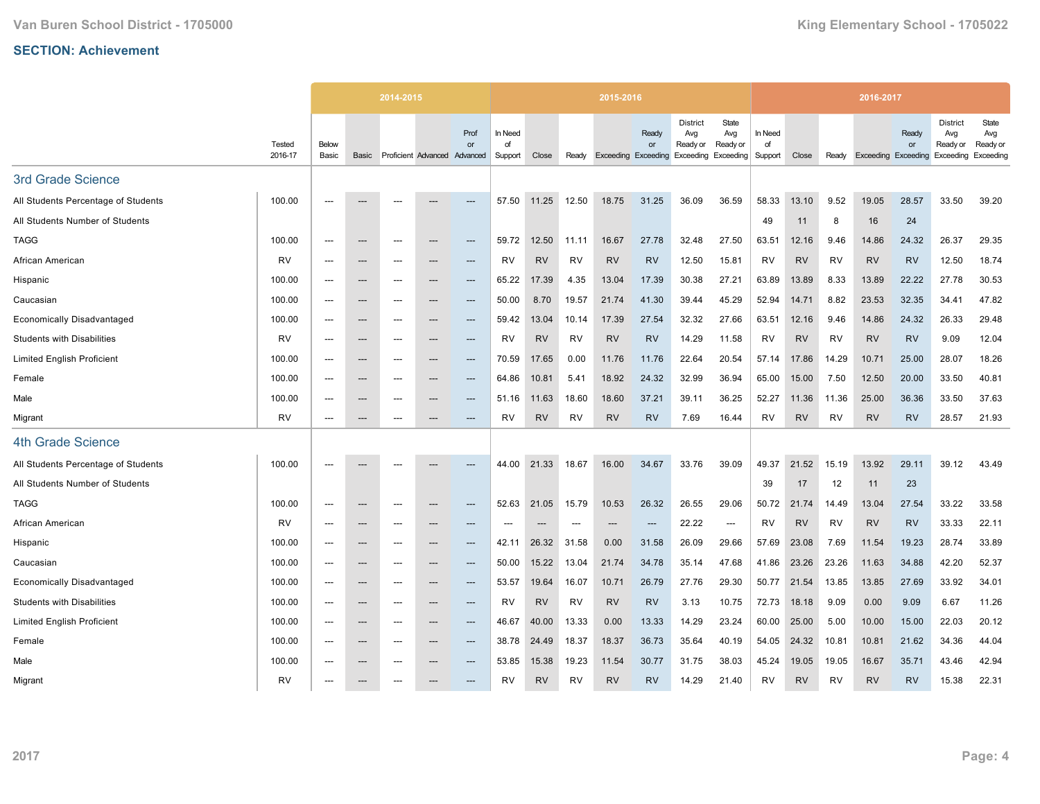## SECTION: Achievement

| | Tested 2016-17 | 2014-2015 Below Basic | Basic | Proficient | Advanced | Prof or Advanced | 2015-2016 In Need of Support | Close | Ready | Exceeding | Ready or Exceeding | District Avg Ready or Exceeding | State Avg Ready or Exceeding | 2016-2017 In Need of Support | Close | Ready | Exceeding | Ready or Exceeding | District Avg Ready or Exceeding | State Avg Ready or Exceeding |
|---|---|---|---|---|---|---|---|---|---|---|---|---|---|---|---|---|---|---|---|---|
| **3rd Grade Science** | | | | | | | | | | | | | | | | | | | | |
| All Students Percentage of Students | 100.00 | --- | --- | --- | --- | --- | 57.50 | 11.25 | 12.50 | 18.75 | 31.25 | 36.09 | 36.59 | 58.33 | 13.10 | 9.52 | 19.05 | 28.57 | 33.50 | 39.20 |
| All Students Number of Students | | | | | | | | | | | | | | 49 | 11 | 8 | 16 | 24 | | |
| TAGG | 100.00 | --- | --- | --- | --- | --- | 59.72 | 12.50 | 11.11 | 16.67 | 27.78 | 32.48 | 27.50 | 63.51 | 12.16 | 9.46 | 14.86 | 24.32 | 26.37 | 29.35 |
| African American | RV | --- | --- | --- | --- | --- | RV | RV | RV | RV | RV | 12.50 | 15.81 | RV | RV | RV | RV | RV | 12.50 | 18.74 |
| Hispanic | 100.00 | --- | --- | --- | --- | --- | 65.22 | 17.39 | 4.35 | 13.04 | 17.39 | 30.38 | 27.21 | 63.89 | 13.89 | 8.33 | 13.89 | 22.22 | 27.78 | 30.53 |
| Caucasian | 100.00 | --- | --- | --- | --- | --- | 50.00 | 8.70 | 19.57 | 21.74 | 41.30 | 39.44 | 45.29 | 52.94 | 14.71 | 8.82 | 23.53 | 32.35 | 34.41 | 47.82 |
| Economically Disadvantaged | 100.00 | --- | --- | --- | --- | --- | 59.42 | 13.04 | 10.14 | 17.39 | 27.54 | 32.32 | 27.66 | 63.51 | 12.16 | 9.46 | 14.86 | 24.32 | 26.33 | 29.48 |
| Students with Disabilities | RV | --- | --- | --- | --- | --- | RV | RV | RV | RV | RV | 14.29 | 11.58 | RV | RV | RV | RV | RV | 9.09 | 12.04 |
| Limited English Proficient | 100.00 | --- | --- | --- | --- | --- | 70.59 | 17.65 | 0.00 | 11.76 | 11.76 | 22.64 | 20.54 | 57.14 | 17.86 | 14.29 | 10.71 | 25.00 | 28.07 | 18.26 |
| Female | 100.00 | --- | --- | --- | --- | --- | 64.86 | 10.81 | 5.41 | 18.92 | 24.32 | 32.99 | 36.94 | 65.00 | 15.00 | 7.50 | 12.50 | 20.00 | 33.50 | 40.81 |
| Male | 100.00 | --- | --- | --- | --- | --- | 51.16 | 11.63 | 18.60 | 18.60 | 37.21 | 39.11 | 36.25 | 52.27 | 11.36 | 11.36 | 25.00 | 36.36 | 33.50 | 37.63 |
| Migrant | RV | --- | --- | --- | --- | --- | RV | RV | RV | RV | RV | 7.69 | 16.44 | RV | RV | RV | RV | RV | 28.57 | 21.93 |
| **4th Grade Science** | | | | | | | | | | | | | | | | | | | | |
| All Students Percentage of Students | 100.00 | --- | --- | --- | --- | --- | 44.00 | 21.33 | 18.67 | 16.00 | 34.67 | 33.76 | 39.09 | 49.37 | 21.52 | 15.19 | 13.92 | 29.11 | 39.12 | 43.49 |
| All Students Number of Students | | | | | | | | | | | | | | 39 | 17 | 12 | 11 | 23 | | |
| TAGG | 100.00 | --- | --- | --- | --- | --- | 52.63 | 21.05 | 15.79 | 10.53 | 26.32 | 26.55 | 29.06 | 50.72 | 21.74 | 14.49 | 13.04 | 27.54 | 33.22 | 33.58 |
| African American | RV | --- | --- | --- | --- | --- | --- | --- | --- | --- | --- | 22.22 | --- | RV | RV | RV | RV | RV | 33.33 | 22.11 |
| Hispanic | 100.00 | --- | --- | --- | --- | --- | 42.11 | 26.32 | 31.58 | 0.00 | 31.58 | 26.09 | 29.66 | 57.69 | 23.08 | 7.69 | 11.54 | 19.23 | 28.74 | 33.89 |
| Caucasian | 100.00 | --- | --- | --- | --- | --- | 50.00 | 15.22 | 13.04 | 21.74 | 34.78 | 35.14 | 47.68 | 41.86 | 23.26 | 23.26 | 11.63 | 34.88 | 42.20 | 52.37 |
| Economically Disadvantaged | 100.00 | --- | --- | --- | --- | --- | 53.57 | 19.64 | 16.07 | 10.71 | 26.79 | 27.76 | 29.30 | 50.77 | 21.54 | 13.85 | 13.85 | 27.69 | 33.92 | 34.01 |
| Students with Disabilities | 100.00 | --- | --- | --- | --- | --- | RV | RV | RV | RV | RV | 3.13 | 10.75 | 72.73 | 18.18 | 9.09 | 0.00 | 9.09 | 6.67 | 11.26 |
| Limited English Proficient | 100.00 | --- | --- | --- | --- | --- | 46.67 | 40.00 | 13.33 | 0.00 | 13.33 | 14.29 | 23.24 | 60.00 | 25.00 | 5.00 | 10.00 | 15.00 | 22.03 | 20.12 |
| Female | 100.00 | --- | --- | --- | --- | --- | 38.78 | 24.49 | 18.37 | 18.37 | 36.73 | 35.64 | 40.19 | 54.05 | 24.32 | 10.81 | 10.81 | 21.62 | 34.36 | 44.04 |
| Male | 100.00 | --- | --- | --- | --- | --- | 53.85 | 15.38 | 19.23 | 11.54 | 30.77 | 31.75 | 38.03 | 45.24 | 19.05 | 19.05 | 16.67 | 35.71 | 43.46 | 42.94 |
| Migrant | RV | --- | --- | --- | --- | --- | RV | RV | RV | RV | RV | 14.29 | 21.40 | RV | RV | RV | RV | RV | 15.38 | 22.31 |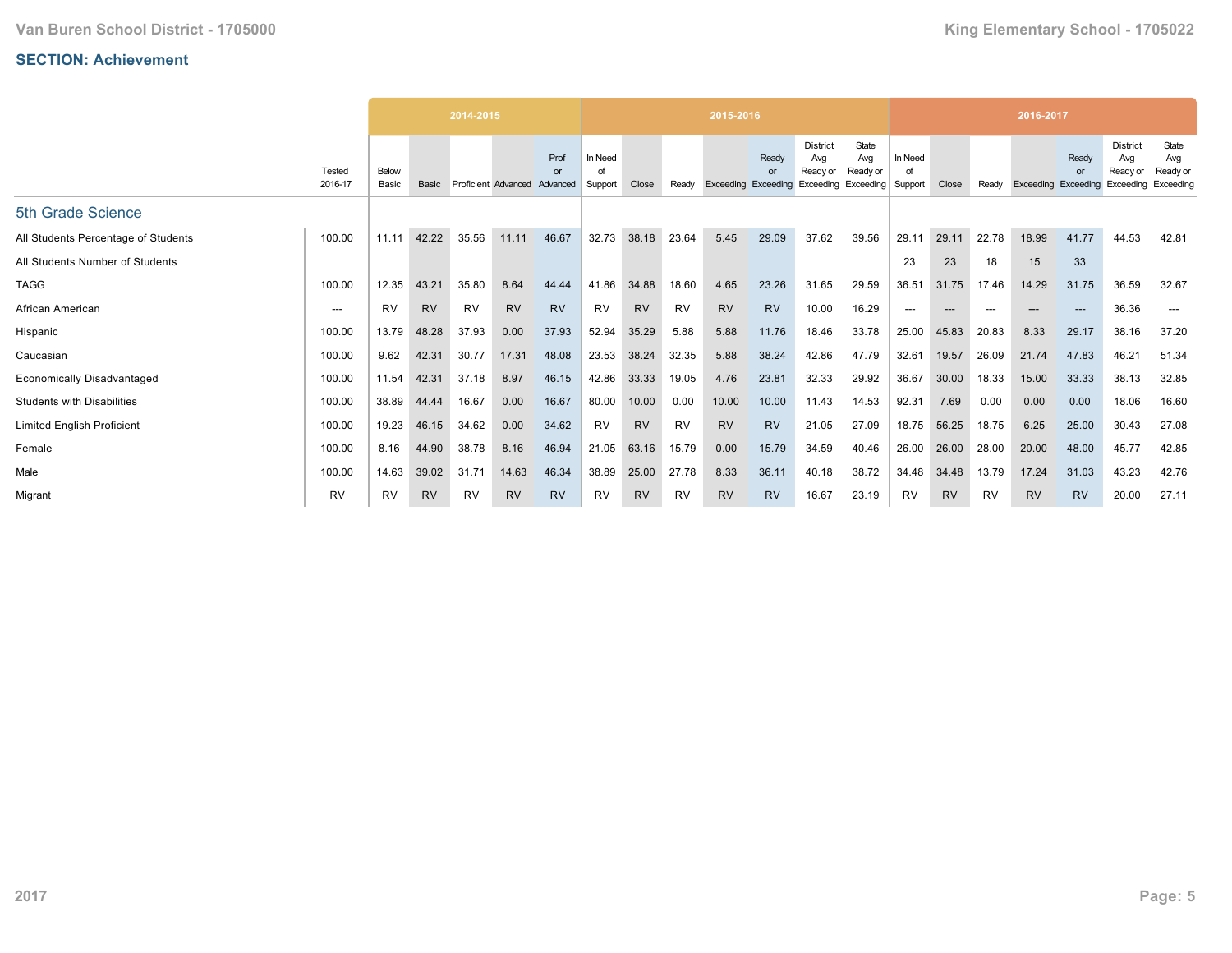## SECTION: Achievement

| | Tested 2016-17 | 2014-2015 Below Basic | 2014-2015 Basic | 2014-2015 Proficient | 2014-2015 Advanced | 2014-2015 Prof or Advanced | 2015-2016 In Need of Support | 2015-2016 Close | 2015-2016 Ready | 2015-2016 Exceeding | 2015-2016 Ready or Exceeding | 2015-2016 District Avg Ready or Exceeding | 2015-2016 State Avg Ready or Exceeding | 2016-2017 In Need of Support | 2016-2017 Close | 2016-2017 Ready | 2016-2017 Exceeding | 2016-2017 Ready or Exceeding | 2016-2017 District Avg Ready or Exceeding | 2016-2017 State Avg Ready or Exceeding |
|---|---|---|---|---|---|---|---|---|---|---|---|---|---|---|---|---|---|---|---|---|
| **5th Grade Science** | | | | | | | | | | | | | | | | | | | | |
| All Students Percentage of Students | 100.00 | 11.11 | 42.22 | 35.56 | 11.11 | 46.67 | 32.73 | 38.18 | 23.64 | 5.45 | 29.09 | 37.62 | 39.56 | 29.11 | 29.11 | 22.78 | 18.99 | 41.77 | 44.53 | 42.81 |
| All Students Number of Students | | | | | | | | | | | | | | 23 | 23 | 18 | 15 | 33 | | |
| TAGG | 100.00 | 12.35 | 43.21 | 35.80 | 8.64 | 44.44 | 41.86 | 34.88 | 18.60 | 4.65 | 23.26 | 31.65 | 29.59 | 36.51 | 31.75 | 17.46 | 14.29 | 31.75 | 36.59 | 32.67 |
| African American | --- | RV | RV | RV | RV | RV | RV | RV | RV | RV | RV | 10.00 | 16.29 | --- | --- | --- | --- | --- | 36.36 | --- |
| Hispanic | 100.00 | 13.79 | 48.28 | 37.93 | 0.00 | 37.93 | 52.94 | 35.29 | 5.88 | 5.88 | 11.76 | 18.46 | 33.78 | 25.00 | 45.83 | 20.83 | 8.33 | 29.17 | 38.16 | 37.20 |
| Caucasian | 100.00 | 9.62 | 42.31 | 30.77 | 17.31 | 48.08 | 23.53 | 38.24 | 32.35 | 5.88 | 38.24 | 42.86 | 47.79 | 32.61 | 19.57 | 26.09 | 21.74 | 47.83 | 46.21 | 51.34 |
| Economically Disadvantaged | 100.00 | 11.54 | 42.31 | 37.18 | 8.97 | 46.15 | 42.86 | 33.33 | 19.05 | 4.76 | 23.81 | 32.33 | 29.92 | 36.67 | 30.00 | 18.33 | 15.00 | 33.33 | 38.13 | 32.85 |
| Students with Disabilities | 100.00 | 38.89 | 44.44 | 16.67 | 0.00 | 16.67 | 80.00 | 10.00 | 0.00 | 10.00 | 10.00 | 11.43 | 14.53 | 92.31 | 7.69 | 0.00 | 0.00 | 0.00 | 18.06 | 16.60 |
| Limited English Proficient | 100.00 | 19.23 | 46.15 | 34.62 | 0.00 | 34.62 | RV | RV | RV | RV | RV | 21.05 | 27.09 | 18.75 | 56.25 | 18.75 | 6.25 | 25.00 | 30.43 | 27.08 |
| Female | 100.00 | 8.16 | 44.90 | 38.78 | 8.16 | 46.94 | 21.05 | 63.16 | 15.79 | 0.00 | 15.79 | 34.59 | 40.46 | 26.00 | 26.00 | 28.00 | 20.00 | 48.00 | 45.77 | 42.85 |
| Male | 100.00 | 14.63 | 39.02 | 31.71 | 14.63 | 46.34 | 38.89 | 25.00 | 27.78 | 8.33 | 36.11 | 40.18 | 38.72 | 34.48 | 34.48 | 13.79 | 17.24 | 31.03 | 43.23 | 42.76 |
| Migrant | RV | RV | RV | RV | RV | RV | RV | RV | RV | RV | RV | 16.67 | 23.19 | RV | RV | RV | RV | RV | 20.00 | 27.11 |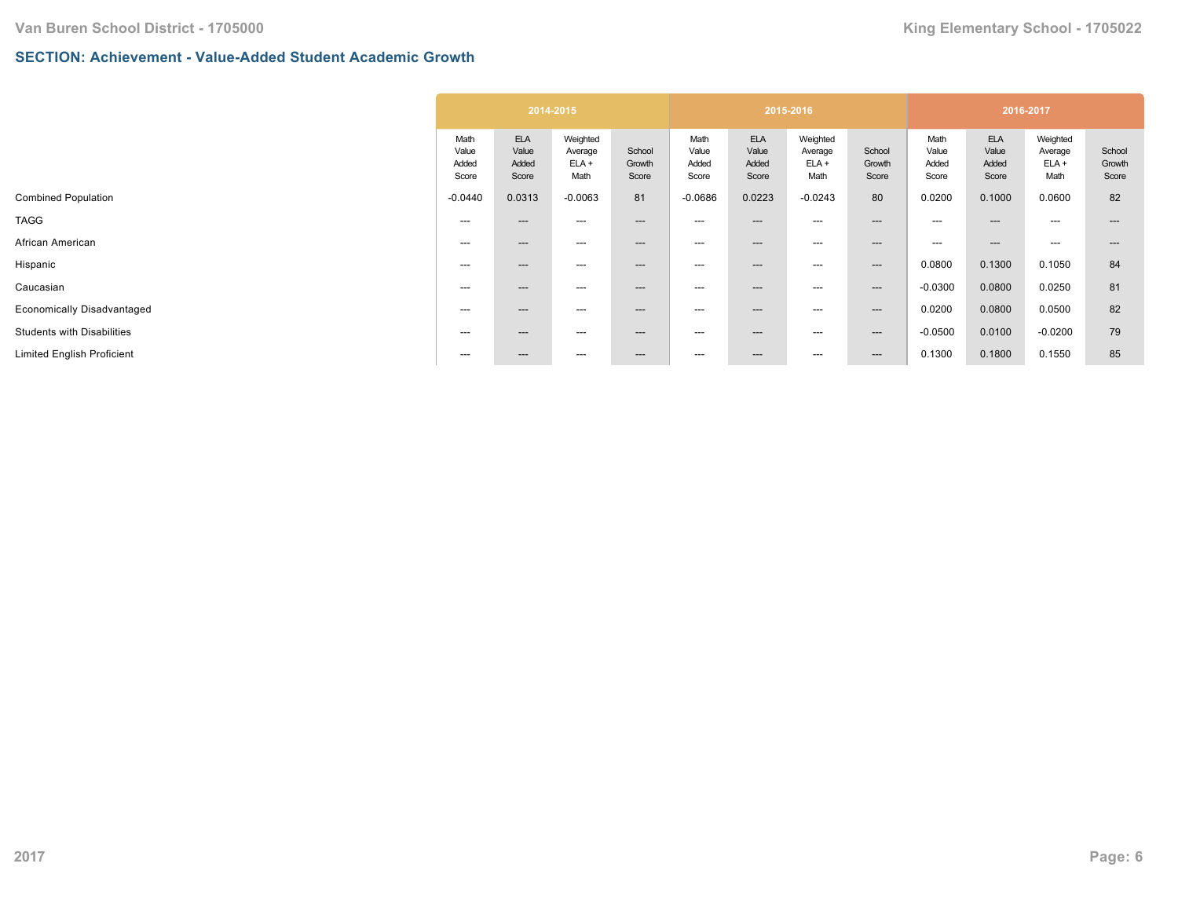## SECTION: Achievement - Value-Added Student Academic Growth

| | 2014-2015 | | | | 2015-2016 | | | | 2016-2017 | | | |
|---|---|---|---|---|---|---|---|---|---|---|---|---|
| | Math Value Added Score | ELA Value Added Score | Weighted Average ELA + Math | School Growth Score | Math Value Added Score | ELA Value Added Score | Weighted Average ELA + Math | School Growth Score | Math Value Added Score | ELA Value Added Score | Weighted Average ELA + Math | School Growth Score |
| Combined Population | -0.0440 | 0.0313 | -0.0063 | 81 | -0.0686 | 0.0223 | -0.0243 | 80 | 0.0200 | 0.1000 | 0.0600 | 82 |
| TAGG | --- | --- | --- | --- | --- | --- | --- | --- | --- | --- | --- | --- |
| African American | --- | --- | --- | --- | --- | --- | --- | --- | --- | --- | --- | --- |
| Hispanic | --- | --- | --- | --- | --- | --- | --- | --- | 0.0800 | 0.1300 | 0.1050 | 84 |
| Caucasian | --- | --- | --- | --- | --- | --- | --- | --- | -0.0300 | 0.0800 | 0.0250 | 81 |
| Economically Disadvantaged | --- | --- | --- | --- | --- | --- | --- | --- | 0.0200 | 0.0800 | 0.0500 | 82 |
| Students with Disabilities | --- | --- | --- | --- | --- | --- | --- | --- | -0.0500 | 0.0100 | -0.0200 | 79 |
| Limited English Proficient | --- | --- | --- | --- | --- | --- | --- | --- | 0.1300 | 0.1800 | 0.1550 | 85 |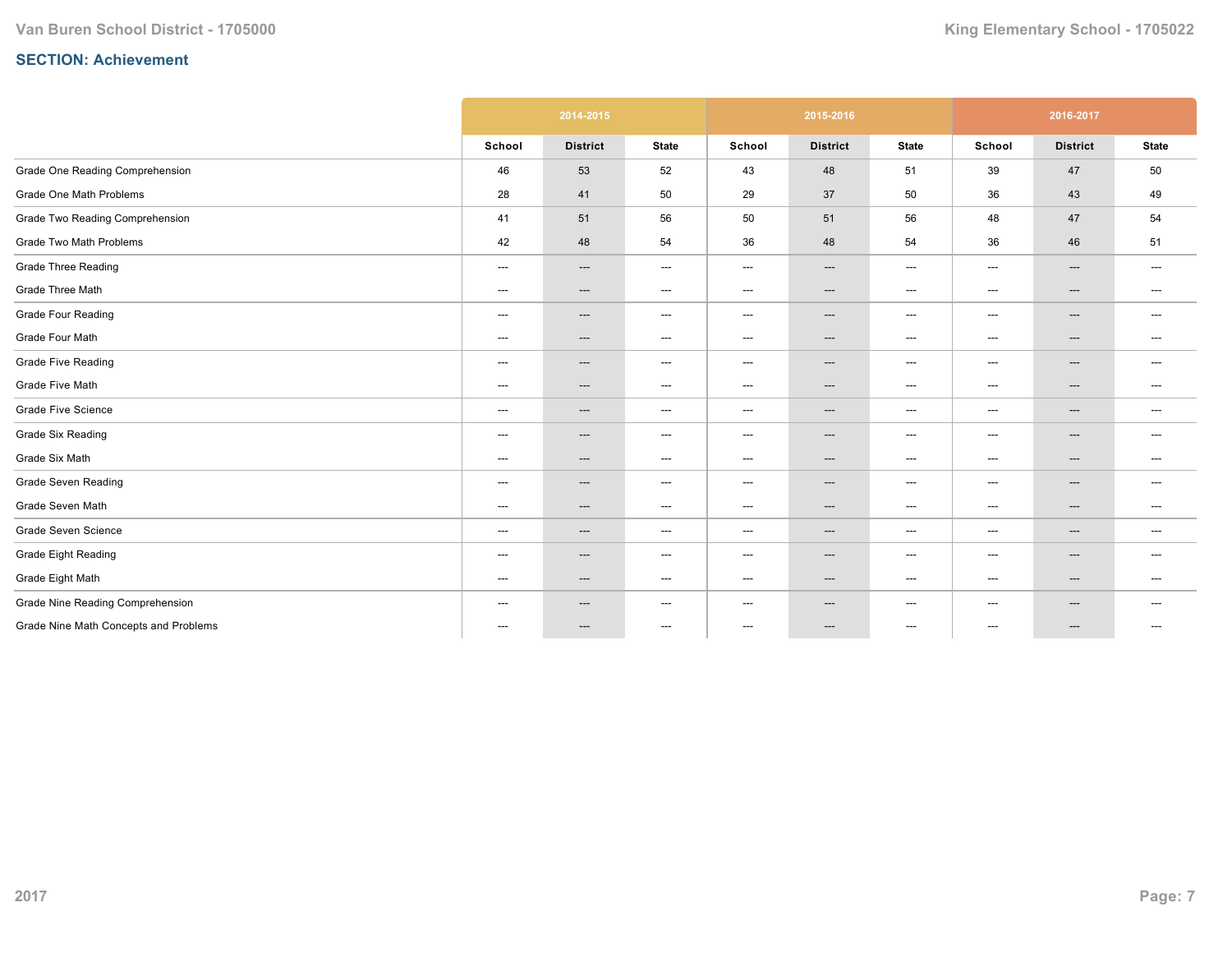## SECTION: Achievement

| | 2014-2015 | | | 2015-2016 | | | 2016-2017 | | |
|---|---|---|---|---|---|---|---|---|---|
| | School | District | State | School | District | State | School | District | State |
| Grade One Reading Comprehension | 46 | 53 | 52 | 43 | 48 | 51 | 39 | 47 | 50 |
| Grade One Math Problems | 28 | 41 | 50 | 29 | 37 | 50 | 36 | 43 | 49 |
| Grade Two Reading Comprehension | 41 | 51 | 56 | 50 | 51 | 56 | 48 | 47 | 54 |
| Grade Two Math Problems | 42 | 48 | 54 | 36 | 48 | 54 | 36 | 46 | 51 |
| Grade Three Reading | --- | --- | --- | --- | --- | --- | --- | --- | --- |
| Grade Three Math | --- | --- | --- | --- | --- | --- | --- | --- | --- |
| Grade Four Reading | --- | --- | --- | --- | --- | --- | --- | --- | --- |
| Grade Four Math | --- | --- | --- | --- | --- | --- | --- | --- | --- |
| Grade Five Reading | --- | --- | --- | --- | --- | --- | --- | --- | --- |
| Grade Five Math | --- | --- | --- | --- | --- | --- | --- | --- | --- |
| Grade Five Science | --- | --- | --- | --- | --- | --- | --- | --- | --- |
| Grade Six Reading | --- | --- | --- | --- | --- | --- | --- | --- | --- |
| Grade Six Math | --- | --- | --- | --- | --- | --- | --- | --- | --- |
| Grade Seven Reading | --- | --- | --- | --- | --- | --- | --- | --- | --- |
| Grade Seven Math | --- | --- | --- | --- | --- | --- | --- | --- | --- |
| Grade Seven Science | --- | --- | --- | --- | --- | --- | --- | --- | --- |
| Grade Eight Reading | --- | --- | --- | --- | --- | --- | --- | --- | --- |
| Grade Eight Math | --- | --- | --- | --- | --- | --- | --- | --- | --- |
| Grade Nine Reading Comprehension | --- | --- | --- | --- | --- | --- | --- | --- | --- |
| Grade Nine Math Concepts and Problems | --- | --- | --- | --- | --- | --- | --- | --- | --- |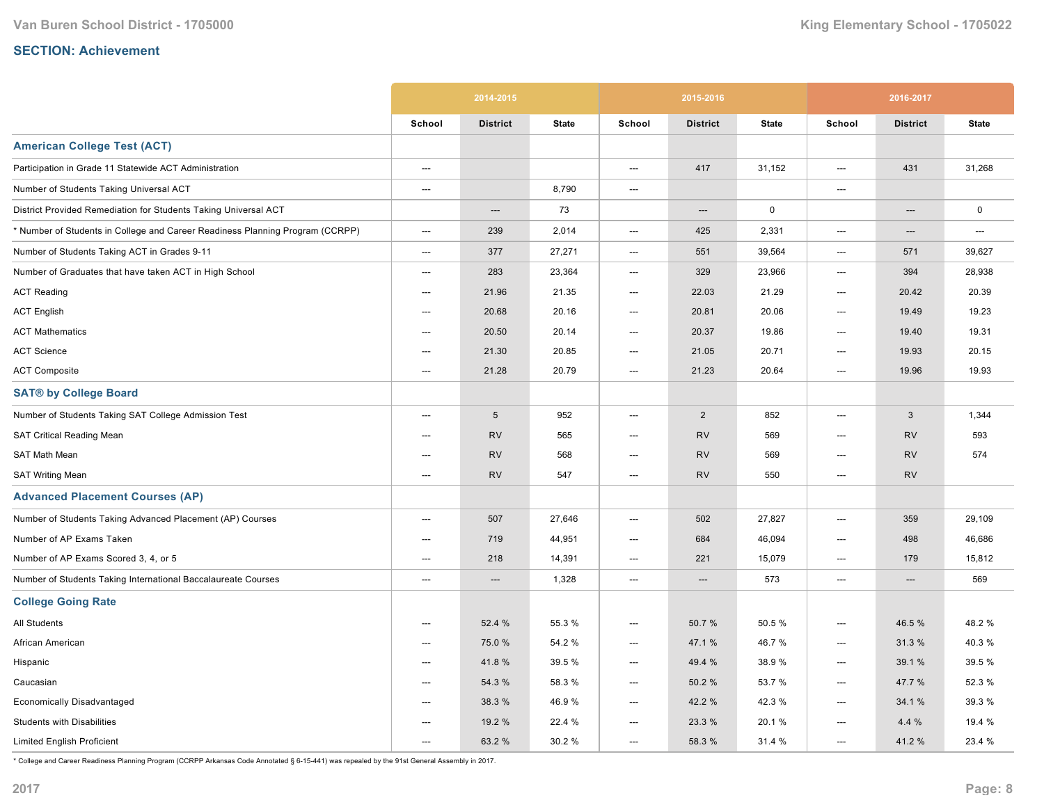## SECTION: Achievement

| | 2014-2015 | | | 2015-2016 | | | 2016-2017 | | |
|---|---|---|---|---|---|---|---|---|---|
| | School | District | State | School | District | State | School | District | State |
| **American College Test (ACT)** | | | | | | | | | |
| Participation in Grade 11 Statewide ACT Administration | --- | | | --- | 417 | 31,152 | --- | 431 | 31,268 |
| Number of Students Taking Universal ACT | --- | | 8,790 | --- | | | --- | | |
| District Provided Remediation for Students Taking Universal ACT | | --- | 73 | | --- | 0 | | --- | 0 |
| * Number of Students in College and Career Readiness Planning Program (CCRPP) | --- | 239 | 2,014 | --- | 425 | 2,331 | --- | --- | --- |
| Number of Students Taking ACT in Grades 9-11 | --- | 377 | 27,271 | --- | 551 | 39,564 | --- | 571 | 39,627 |
| Number of Graduates that have taken ACT in High School | --- | 283 | 23,364 | --- | 329 | 23,966 | --- | 394 | 28,938 |
| ACT Reading | --- | 21.96 | 21.35 | --- | 22.03 | 21.29 | --- | 20.42 | 20.39 |
| ACT English | --- | 20.68 | 20.16 | --- | 20.81 | 20.06 | --- | 19.49 | 19.23 |
| ACT Mathematics | --- | 20.50 | 20.14 | --- | 20.37 | 19.86 | --- | 19.40 | 19.31 |
| ACT Science | --- | 21.30 | 20.85 | --- | 21.05 | 20.71 | --- | 19.93 | 20.15 |
| ACT Composite | --- | 21.28 | 20.79 | --- | 21.23 | 20.64 | --- | 19.96 | 19.93 |
| **SAT® by College Board** | | | | | | | | | |
| Number of Students Taking SAT College Admission Test | --- | 5 | 952 | --- | 2 | 852 | --- | 3 | 1,344 |
| SAT Critical Reading Mean | --- | RV | 565 | --- | RV | 569 | --- | RV | 593 |
| SAT Math Mean | --- | RV | 568 | --- | RV | 569 | --- | RV | 574 |
| SAT Writing Mean | --- | RV | 547 | --- | RV | 550 | --- | RV | |
| **Advanced Placement Courses (AP)** | | | | | | | | | |
| Number of Students Taking Advanced Placement (AP) Courses | --- | 507 | 27,646 | --- | 502 | 27,827 | --- | 359 | 29,109 |
| Number of AP Exams Taken | --- | 719 | 44,951 | --- | 684 | 46,094 | --- | 498 | 46,686 |
| Number of AP Exams Scored 3, 4, or 5 | --- | 218 | 14,391 | --- | 221 | 15,079 | --- | 179 | 15,812 |
| Number of Students Taking International Baccalaureate Courses | --- | --- | 1,328 | --- | --- | 573 | --- | --- | 569 |
| **College Going Rate** | | | | | | | | | |
| All Students | --- | 52.4 % | 55.3 % | --- | 50.7 % | 50.5 % | --- | 46.5 % | 48.2 % |
| African American | --- | 75.0 % | 54.2 % | --- | 47.1 % | 46.7 % | --- | 31.3 % | 40.3 % |
| Hispanic | --- | 41.8 % | 39.5 % | --- | 49.4 % | 38.9 % | --- | 39.1 % | 39.5 % |
| Caucasian | --- | 54.3 % | 58.3 % | --- | 50.2 % | 53.7 % | --- | 47.7 % | 52.3 % |
| Economically Disadvantaged | --- | 38.3 % | 46.9 % | --- | 42.2 % | 42.3 % | --- | 34.1 % | 39.3 % |
| Students with Disabilities | --- | 19.2 % | 22.4 % | --- | 23.3 % | 20.1 % | --- | 4.4 % | 19.4 % |
| Limited English Proficient | --- | 63.2 % | 30.2 % | --- | 58.3 % | 31.4 % | --- | 41.2 % | 23.4 % |

* College and Career Readiness Planning Program (CCRPP Arkansas Code Annotated § 6-15-441) was repealed by the 91st General Assembly in 2017.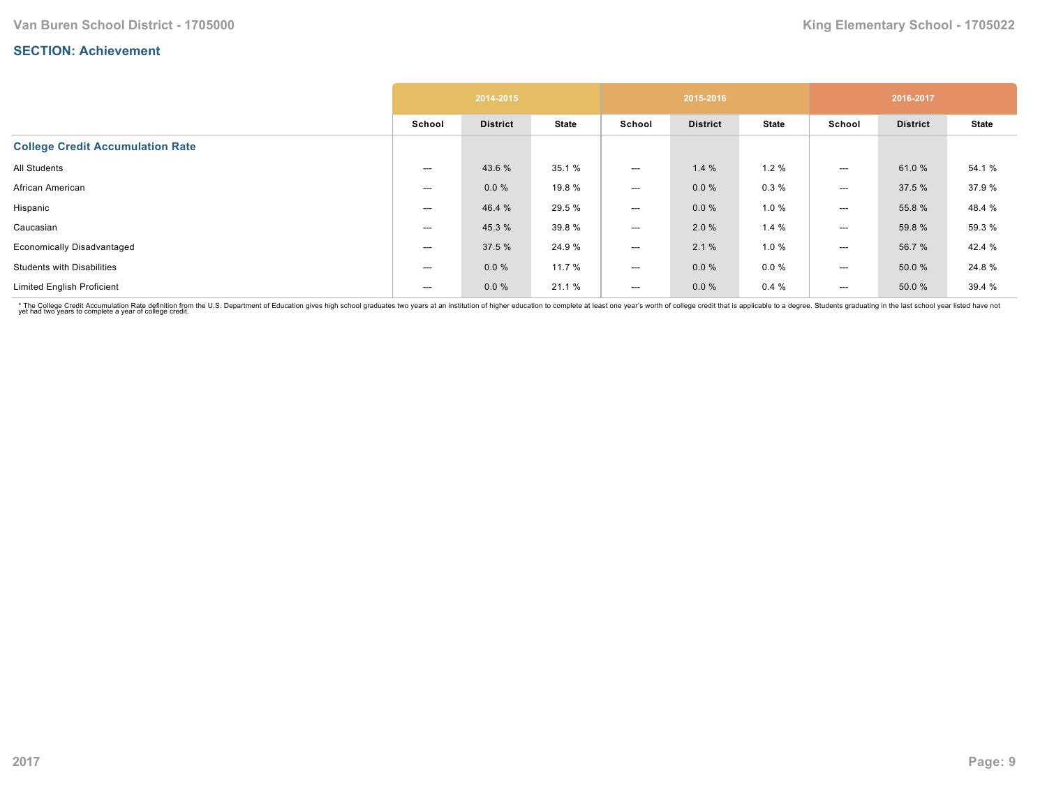Van Buren School District - 1705000

King Elementary School - 1705022

## SECTION: Achievement

| | 2014-2015 | | | 2015-2016 | | | 2016-2017 | | |
|---|---|---|---|---|---|---|---|---|---|
| | School | District | State | School | District | State | School | District | State |
| **College Credit Accumulation Rate** | | | | | | | | | |
| All Students | --- | 43.6 % | 35.1 % | --- | 1.4 % | 1.2 % | --- | 61.0 % | 54.1 % |
| African American | --- | 0.0 % | 19.8 % | --- | 0.0 % | 0.3 % | --- | 37.5 % | 37.9 % |
| Hispanic | --- | 46.4 % | 29.5 % | --- | 0.0 % | 1.0 % | --- | 55.8 % | 48.4 % |
| Caucasian | --- | 45.3 % | 39.8 % | --- | 2.0 % | 1.4 % | --- | 59.8 % | 59.3 % |
| Economically Disadvantaged | --- | 37.5 % | 24.9 % | --- | 2.1 % | 1.0 % | --- | 56.7 % | 42.4 % |
| Students with Disabilities | --- | 0.0 % | 11.7 % | --- | 0.0 % | 0.0 % | --- | 50.0 % | 24.8 % |
| Limited English Proficient | --- | 0.0 % | 21.1 % | --- | 0.0 % | 0.4 % | --- | 50.0 % | 39.4 % |

* The College Credit Accumulation Rate definition from the U.S. Department of Education gives high school graduates two years at an institution of higher education to complete at least one year's worth of college credit that is applicable to a degree. Students graduating in the last school year listed have not yet had two years to complete a year of college credit.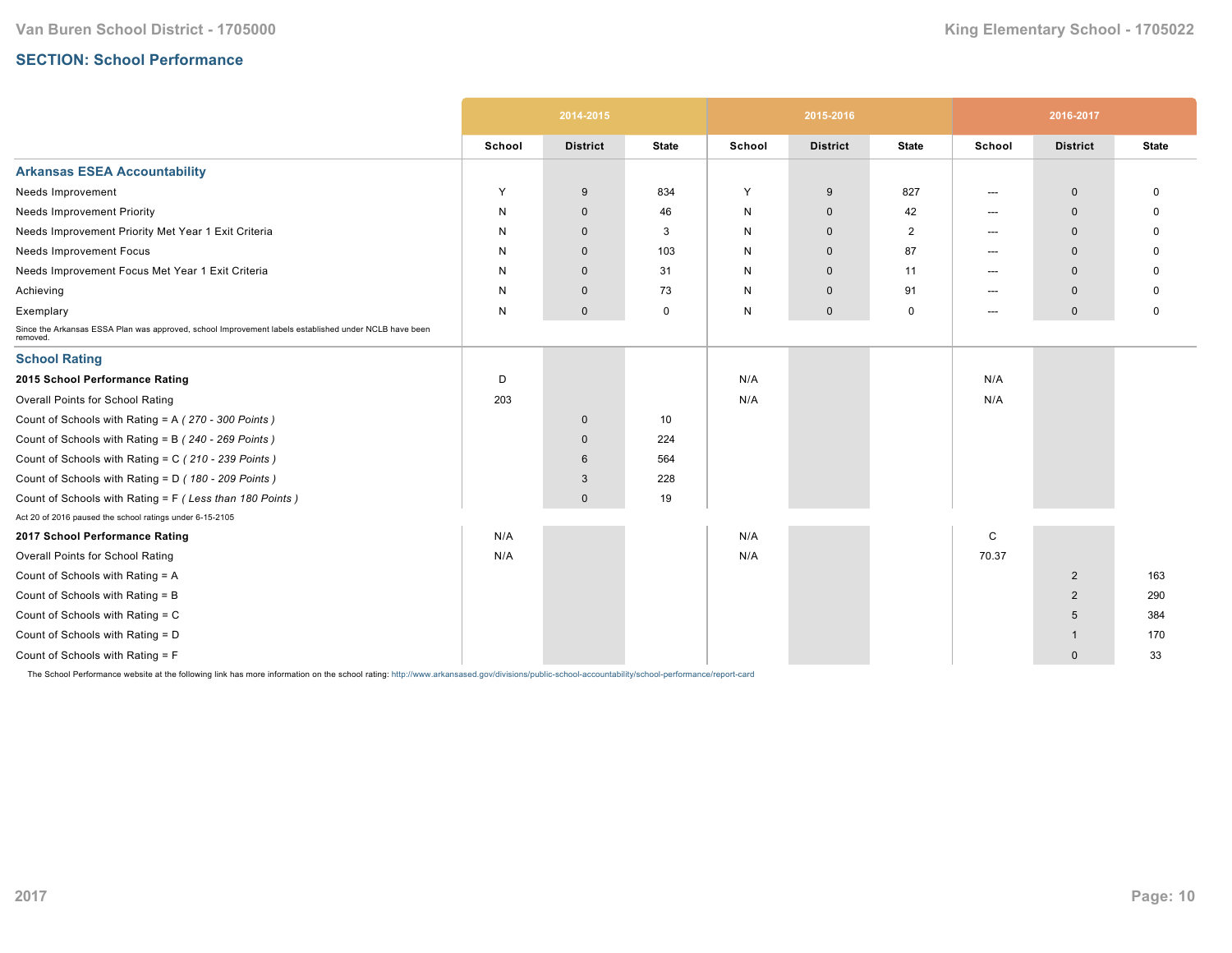## SECTION: School Performance

| | 2014-2015 | | | 2015-2016 | | | 2016-2017 | | |
|---|---|---|---|---|---|---|---|---|---|
| | School | District | State | School | District | State | School | District | State |
| **Arkansas ESEA Accountability** | | | | | | | | | |
| Needs Improvement | Y | 9 | 834 | Y | 9 | 827 | --- | 0 | 0 |
| Needs Improvement Priority | N | 0 | 46 | N | 0 | 42 | --- | 0 | 0 |
| Needs Improvement Priority Met Year 1 Exit Criteria | N | 0 | 3 | N | 0 | 2 | --- | 0 | 0 |
| Needs Improvement Focus | N | 0 | 103 | N | 0 | 87 | --- | 0 | 0 |
| Needs Improvement Focus Met Year 1 Exit Criteria | N | 0 | 31 | N | 0 | 11 | --- | 0 | 0 |
| Achieving | N | 0 | 73 | N | 0 | 91 | --- | 0 | 0 |
| Exemplary | N | 0 | 0 | N | 0 | 0 | --- | 0 | 0 |
| Since the Arkansas ESSA Plan was approved, school Improvement labels established under NCLB have been removed. | | | | | | | | | |
| **School Rating** | | | | | | | | | |
| **2015 School Performance Rating** | D | | | N/A | | | N/A | | |
| Overall Points for School Rating | 203 | | | N/A | | | N/A | | |
| Count of Schools with Rating = A *( 270 - 300 Points )* | | 0 | 10 | | | | | | |
| Count of Schools with Rating = B *( 240 - 269 Points )* | | 0 | 224 | | | | | | |
| Count of Schools with Rating = C *( 210 - 239 Points )* | | 6 | 564 | | | | | | |
| Count of Schools with Rating = D *( 180 - 209 Points )* | | 3 | 228 | | | | | | |
| Count of Schools with Rating = F *( Less than 180 Points )* | | 0 | 19 | | | | | | |
| Act 20 of 2016 paused the school ratings under 6-15-2105 | | | | | | | | | |
| **2017 School Performance Rating** | N/A | | | N/A | | | C | | |
| Overall Points for School Rating | N/A | | | N/A | | | 70.37 | | |
| Count of Schools with Rating = A | | | | | | | | 2 | 163 |
| Count of Schools with Rating = B | | | | | | | | 2 | 290 |
| Count of Schools with Rating = C | | | | | | | | 5 | 384 |
| Count of Schools with Rating = D | | | | | | | | 1 | 170 |
| Count of Schools with Rating = F | | | | | | | | 0 | 33 |

The School Performance website at the following link has more information on the school rating: http://www.arkansased.gov/divisions/public-school-accountability/school-performance/report-card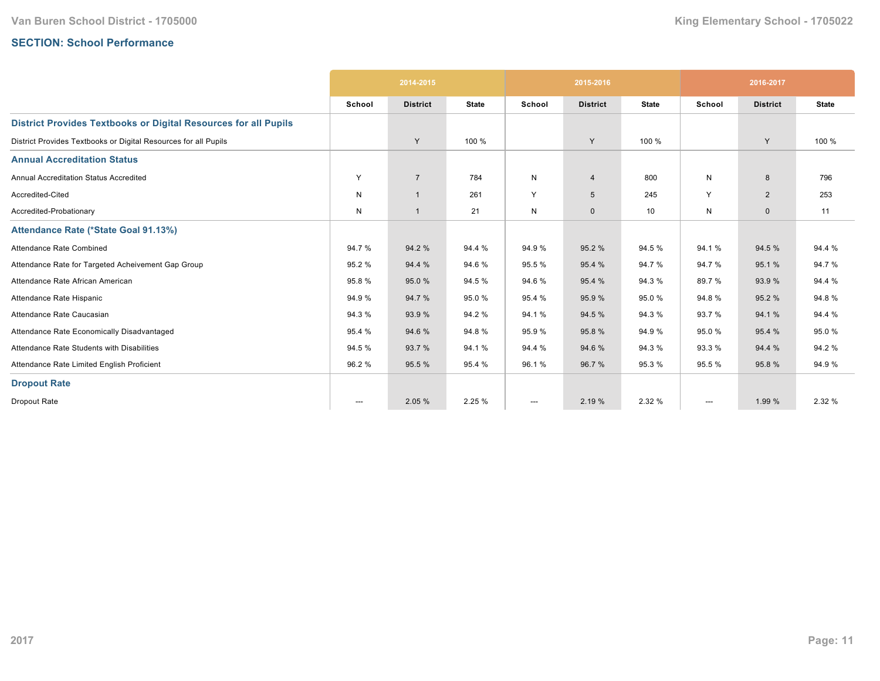## SECTION: School Performance

| | 2014-2015 | | | 2015-2016 | | | 2016-2017 | | |
|---|---|---|---|---|---|---|---|---|---|
| | School | District | State | School | District | State | School | District | State |
| **District Provides Textbooks or Digital Resources for all Pupils** | | | | | | | | | |
| District Provides Textbooks or Digital Resources for all Pupils | | Y | 100 % | | Y | 100 % | | Y | 100 % |
| **Annual Accreditation Status** | | | | | | | | | |
| Annual Accreditation Status Accredited | Y | 7 | 784 | N | 4 | 800 | N | 8 | 796 |
| Accredited-Cited | N | 1 | 261 | Y | 5 | 245 | Y | 2 | 253 |
| Accredited-Probationary | N | 1 | 21 | N | 0 | 10 | N | 0 | 11 |
| **Attendance Rate (*State Goal 91.13%)** | | | | | | | | | |
| Attendance Rate Combined | 94.7 % | 94.2 % | 94.4 % | 94.9 % | 95.2 % | 94.5 % | 94.1 % | 94.5 % | 94.4 % |
| Attendance Rate for Targeted Acheivement Gap Group | 95.2 % | 94.4 % | 94.6 % | 95.5 % | 95.4 % | 94.7 % | 94.7 % | 95.1 % | 94.7 % |
| Attendance Rate African American | 95.8 % | 95.0 % | 94.5 % | 94.6 % | 95.4 % | 94.3 % | 89.7 % | 93.9 % | 94.4 % |
| Attendance Rate Hispanic | 94.9 % | 94.7 % | 95.0 % | 95.4 % | 95.9 % | 95.0 % | 94.8 % | 95.2 % | 94.8 % |
| Attendance Rate Caucasian | 94.3 % | 93.9 % | 94.2 % | 94.1 % | 94.5 % | 94.3 % | 93.7 % | 94.1 % | 94.4 % |
| Attendance Rate Economically Disadvantaged | 95.4 % | 94.6 % | 94.8 % | 95.9 % | 95.8 % | 94.9 % | 95.0 % | 95.4 % | 95.0 % |
| Attendance Rate Students with Disabilities | 94.5 % | 93.7 % | 94.1 % | 94.4 % | 94.6 % | 94.3 % | 93.3 % | 94.4 % | 94.2 % |
| Attendance Rate Limited English Proficient | 96.2 % | 95.5 % | 95.4 % | 96.1 % | 96.7 % | 95.3 % | 95.5 % | 95.8 % | 94.9 % |
| **Dropout Rate** | | | | | | | | | |
| Dropout Rate | --- | 2.05 % | 2.25 % | --- | 2.19 % | 2.32 % | --- | 1.99 % | 2.32 % |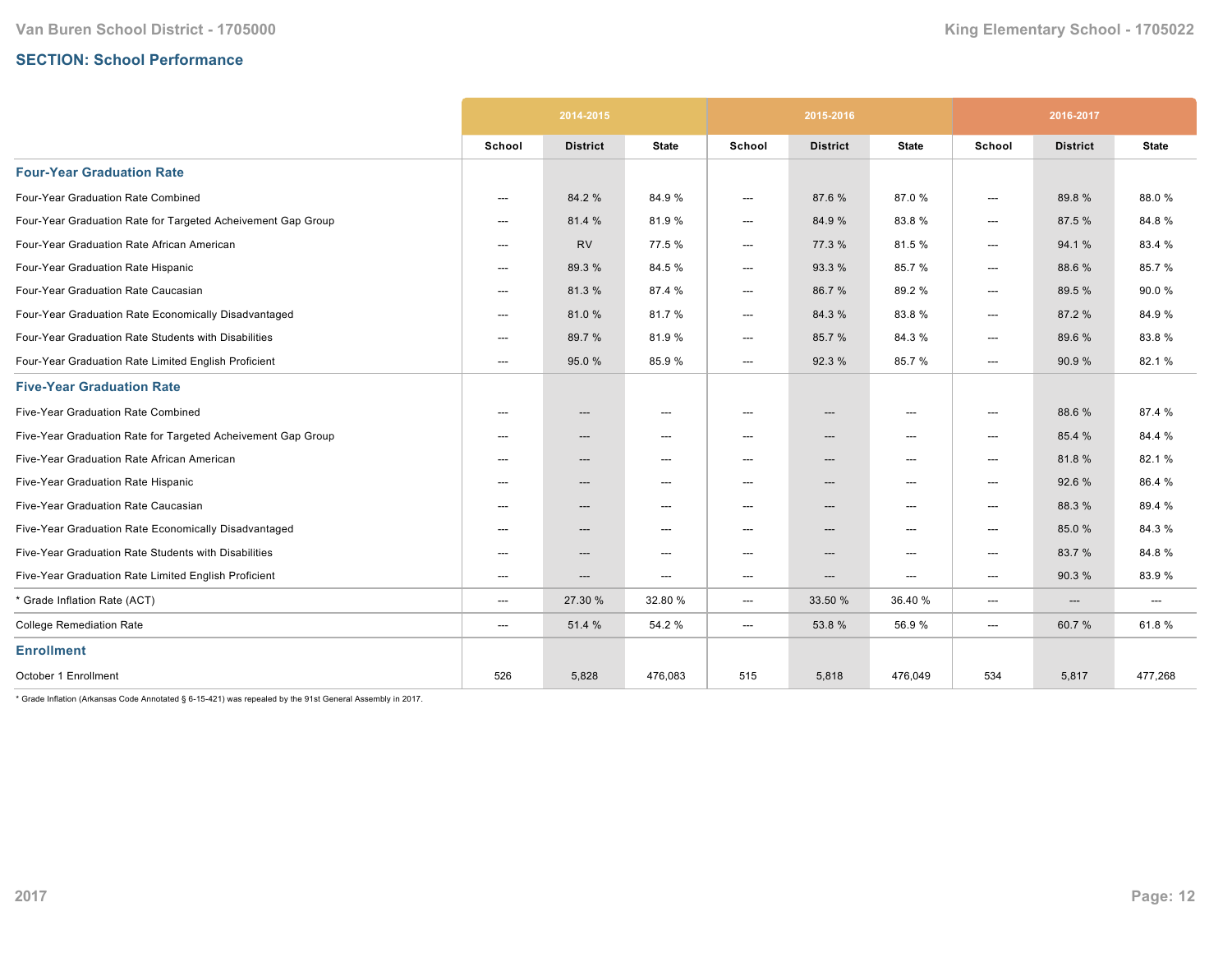## SECTION: School Performance

| | 2014-2015 | | | 2015-2016 | | | 2016-2017 | | |
|---|---|---|---|---|---|---|---|---|---|
| | School | District | State | School | District | State | School | District | State |
| **Four-Year Graduation Rate** | | | | | | | | | |
| Four-Year Graduation Rate Combined | --- | 84.2 % | 84.9 % | --- | 87.6 % | 87.0 % | --- | 89.8 % | 88.0 % |
| Four-Year Graduation Rate for Targeted Acheivement Gap Group | --- | 81.4 % | 81.9 % | --- | 84.9 % | 83.8 % | --- | 87.5 % | 84.8 % |
| Four-Year Graduation Rate African American | --- | RV | 77.5 % | --- | 77.3 % | 81.5 % | --- | 94.1 % | 83.4 % |
| Four-Year Graduation Rate Hispanic | --- | 89.3 % | 84.5 % | --- | 93.3 % | 85.7 % | --- | 88.6 % | 85.7 % |
| Four-Year Graduation Rate Caucasian | --- | 81.3 % | 87.4 % | --- | 86.7 % | 89.2 % | --- | 89.5 % | 90.0 % |
| Four-Year Graduation Rate Economically Disadvantaged | --- | 81.0 % | 81.7 % | --- | 84.3 % | 83.8 % | --- | 87.2 % | 84.9 % |
| Four-Year Graduation Rate Students with Disabilities | --- | 89.7 % | 81.9 % | --- | 85.7 % | 84.3 % | --- | 89.6 % | 83.8 % |
| Four-Year Graduation Rate Limited English Proficient | --- | 95.0 % | 85.9 % | --- | 92.3 % | 85.7 % | --- | 90.9 % | 82.1 % |
| **Five-Year Graduation Rate** | | | | | | | | | |
| Five-Year Graduation Rate Combined | --- | --- | --- | --- | --- | --- | --- | 88.6 % | 87.4 % |
| Five-Year Graduation Rate for Targeted Acheivement Gap Group | --- | --- | --- | --- | --- | --- | --- | 85.4 % | 84.4 % |
| Five-Year Graduation Rate African American | --- | --- | --- | --- | --- | --- | --- | 81.8 % | 82.1 % |
| Five-Year Graduation Rate Hispanic | --- | --- | --- | --- | --- | --- | --- | 92.6 % | 86.4 % |
| Five-Year Graduation Rate Caucasian | --- | --- | --- | --- | --- | --- | --- | 88.3 % | 89.4 % |
| Five-Year Graduation Rate Economically Disadvantaged | --- | --- | --- | --- | --- | --- | --- | 85.0 % | 84.3 % |
| Five-Year Graduation Rate Students with Disabilities | --- | --- | --- | --- | --- | --- | --- | 83.7 % | 84.8 % |
| Five-Year Graduation Rate Limited English Proficient | --- | --- | --- | --- | --- | --- | --- | 90.3 % | 83.9 % |
| * Grade Inflation Rate (ACT) | --- | 27.30 % | 32.80 % | --- | 33.50 % | 36.40 % | --- | --- | --- |
| College Remediation Rate | --- | 51.4 % | 54.2 % | --- | 53.8 % | 56.9 % | --- | 60.7 % | 61.8 % |
| **Enrollment** | | | | | | | | | |
| October 1 Enrollment | 526 | 5,828 | 476,083 | 515 | 5,818 | 476,049 | 534 | 5,817 | 477,268 |

* Grade Inflation (Arkansas Code Annotated § 6-15-421) was repealed by the 91st General Assembly in 2017.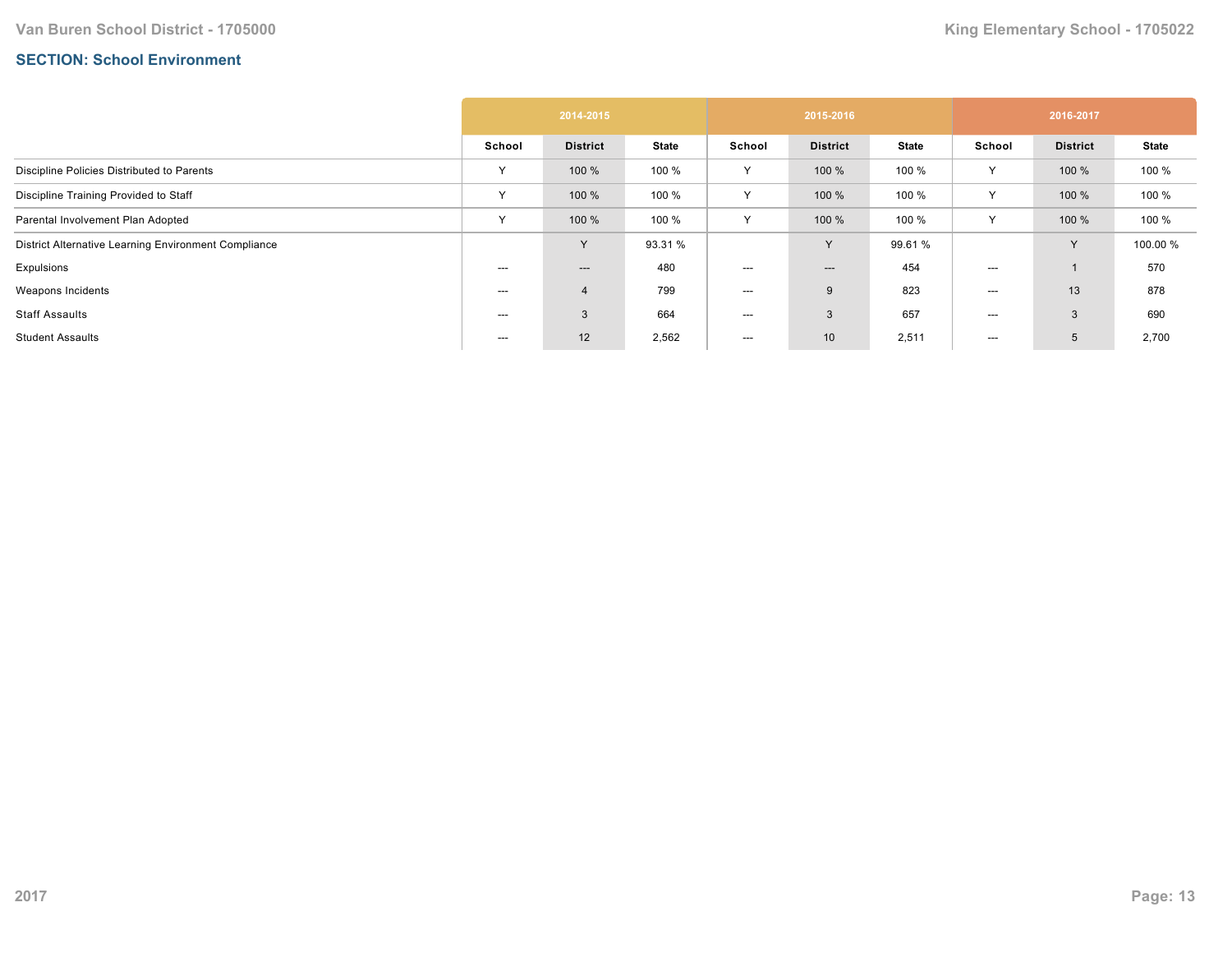## SECTION: School Environment

| | 2014-2015 | | | 2015-2016 | | | 2016-2017 | | |
|---|---|---|---|---|---|---|---|---|---|
| | School | District | State | School | District | State | School | District | State |
| Discipline Policies Distributed to Parents | Y | 100 % | 100 % | Y | 100 % | 100 % | Y | 100 % | 100 % |
| Discipline Training Provided to Staff | Y | 100 % | 100 % | Y | 100 % | 100 % | Y | 100 % | 100 % |
| Parental Involvement Plan Adopted | Y | 100 % | 100 % | Y | 100 % | 100 % | Y | 100 % | 100 % |
| District Alternative Learning Environment Compliance | | Y | 93.31 % | | Y | 99.61 % | | Y | 100.00 % |
| Expulsions | --- | --- | 480 | --- | --- | 454 | --- | 1 | 570 |
| Weapons Incidents | --- | 4 | 799 | --- | 9 | 823 | --- | 13 | 878 |
| Staff Assaults | --- | 3 | 664 | --- | 3 | 657 | --- | 3 | 690 |
| Student Assaults | --- | 12 | 2,562 | --- | 10 | 2,511 | --- | 5 | 2,700 |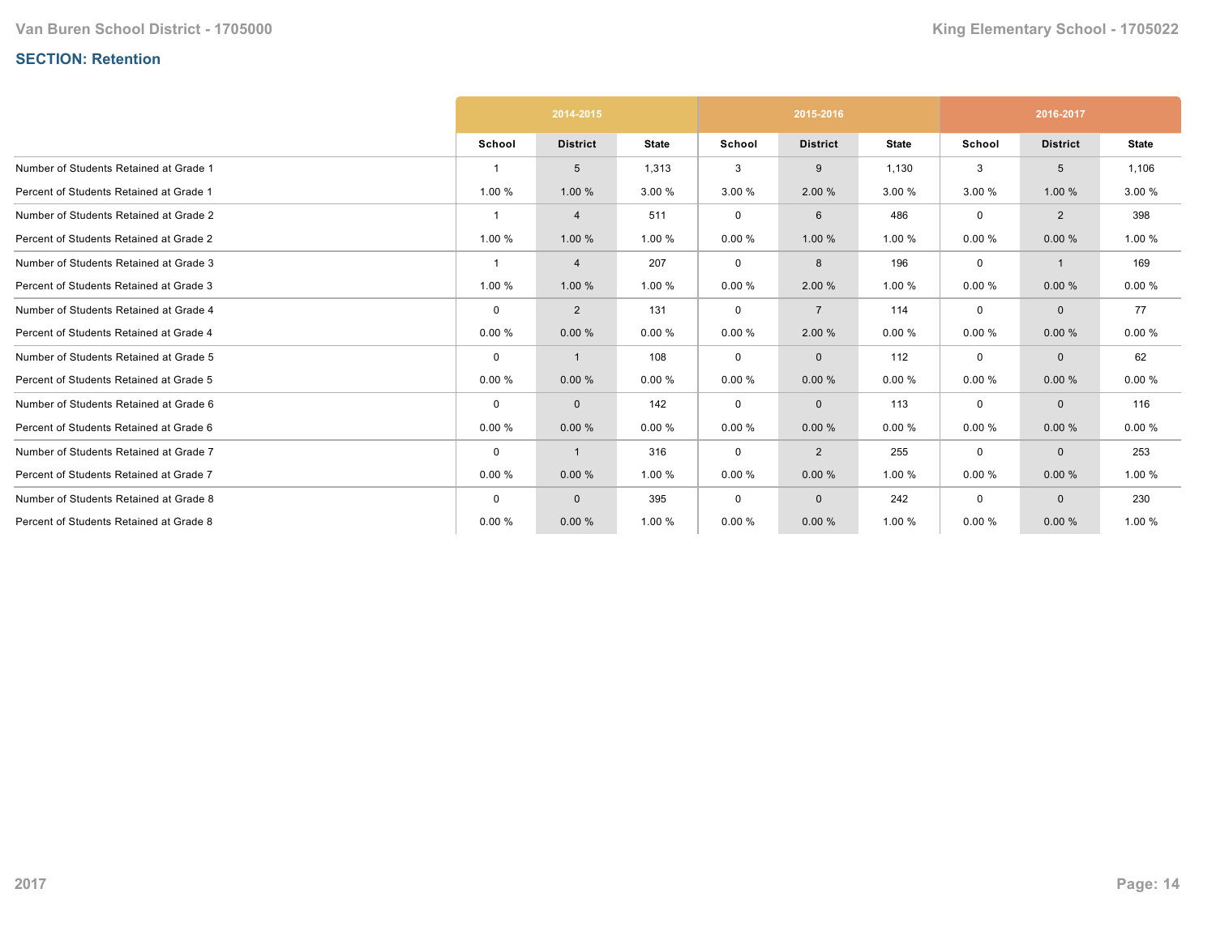## SECTION: Retention

| | 2014-2015 | | | 2015-2016 | | | 2016-2017 | | |
|---|---|---|---|---|---|---|---|---|---|
| | School | District | State | School | District | State | School | District | State |
| Number of Students Retained at Grade 1 | 1 | 5 | 1,313 | 3 | 9 | 1,130 | 3 | 5 | 1,106 |
| Percent of Students Retained at Grade 1 | 1.00 % | 1.00 % | 3.00 % | 3.00 % | 2.00 % | 3.00 % | 3.00 % | 1.00 % | 3.00 % |
| Number of Students Retained at Grade 2 | 1 | 4 | 511 | 0 | 6 | 486 | 0 | 2 | 398 |
| Percent of Students Retained at Grade 2 | 1.00 % | 1.00 % | 1.00 % | 0.00 % | 1.00 % | 1.00 % | 0.00 % | 0.00 % | 1.00 % |
| Number of Students Retained at Grade 3 | 1 | 4 | 207 | 0 | 8 | 196 | 0 | 1 | 169 |
| Percent of Students Retained at Grade 3 | 1.00 % | 1.00 % | 1.00 % | 0.00 % | 2.00 % | 1.00 % | 0.00 % | 0.00 % | 0.00 % |
| Number of Students Retained at Grade 4 | 0 | 2 | 131 | 0 | 7 | 114 | 0 | 0 | 77 |
| Percent of Students Retained at Grade 4 | 0.00 % | 0.00 % | 0.00 % | 0.00 % | 2.00 % | 0.00 % | 0.00 % | 0.00 % | 0.00 % |
| Number of Students Retained at Grade 5 | 0 | 1 | 108 | 0 | 0 | 112 | 0 | 0 | 62 |
| Percent of Students Retained at Grade 5 | 0.00 % | 0.00 % | 0.00 % | 0.00 % | 0.00 % | 0.00 % | 0.00 % | 0.00 % | 0.00 % |
| Number of Students Retained at Grade 6 | 0 | 0 | 142 | 0 | 0 | 113 | 0 | 0 | 116 |
| Percent of Students Retained at Grade 6 | 0.00 % | 0.00 % | 0.00 % | 0.00 % | 0.00 % | 0.00 % | 0.00 % | 0.00 % | 0.00 % |
| Number of Students Retained at Grade 7 | 0 | 1 | 316 | 0 | 2 | 255 | 0 | 0 | 253 |
| Percent of Students Retained at Grade 7 | 0.00 % | 0.00 % | 1.00 % | 0.00 % | 0.00 % | 1.00 % | 0.00 % | 0.00 % | 1.00 % |
| Number of Students Retained at Grade 8 | 0 | 0 | 395 | 0 | 0 | 242 | 0 | 0 | 230 |
| Percent of Students Retained at Grade 8 | 0.00 % | 0.00 % | 1.00 % | 0.00 % | 0.00 % | 1.00 % | 0.00 % | 0.00 % | 1.00 % |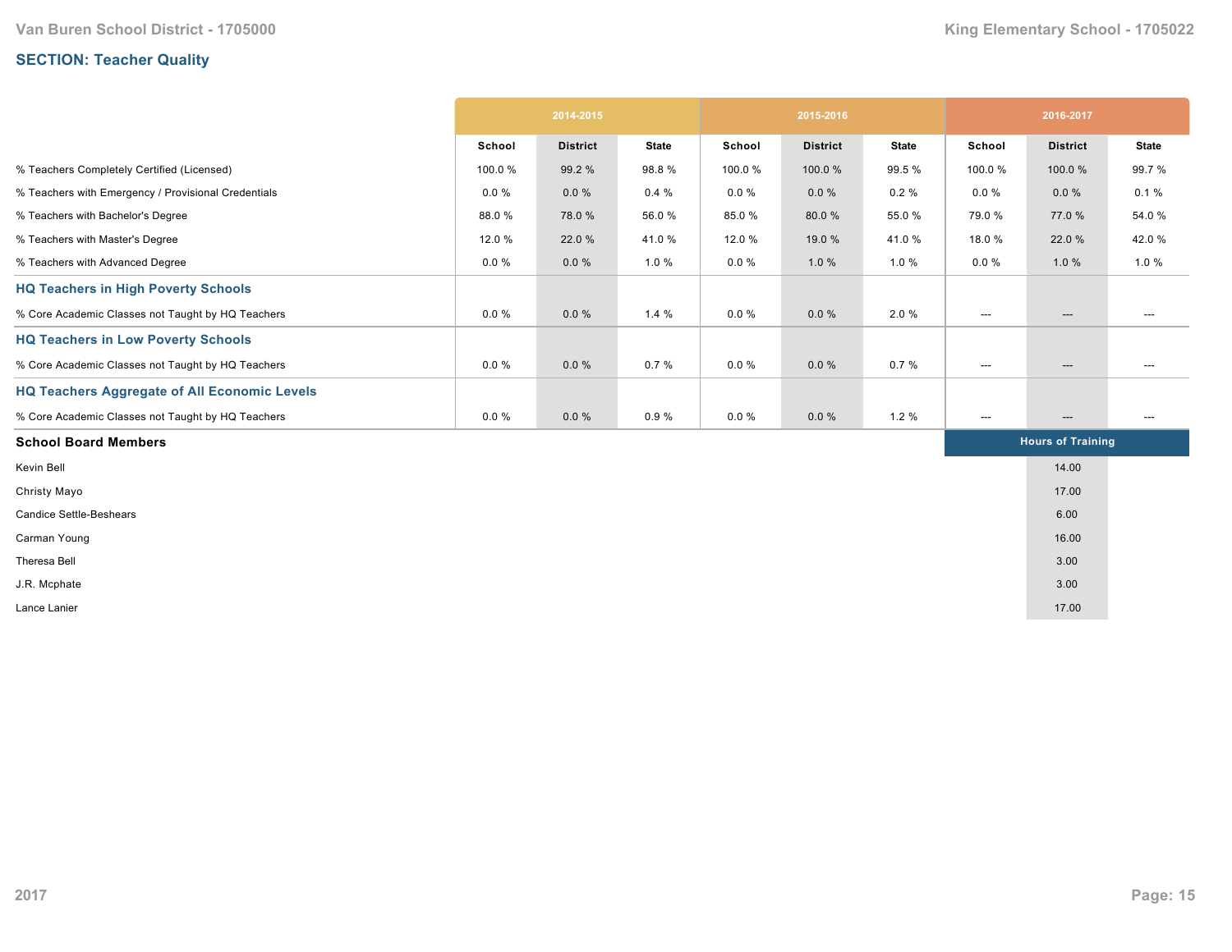## SECTION: Teacher Quality

| | 2014-2015 | | | 2015-2016 | | | 2016-2017 | | |
|---|---|---|---|---|---|---|---|---|---|
| | School | District | State | School | District | State | School | District | State |
| % Teachers Completely Certified (Licensed) | 100.0 % | 99.2 % | 98.8 % | 100.0 % | 100.0 % | 99.5 % | 100.0 % | 100.0 % | 99.7 % |
| % Teachers with Emergency / Provisional Credentials | 0.0 % | 0.0 % | 0.4 % | 0.0 % | 0.0 % | 0.2 % | 0.0 % | 0.0 % | 0.1 % |
| % Teachers with Bachelor's Degree | 88.0 % | 78.0 % | 56.0 % | 85.0 % | 80.0 % | 55.0 % | 79.0 % | 77.0 % | 54.0 % |
| % Teachers with Master's Degree | 12.0 % | 22.0 % | 41.0 % | 12.0 % | 19.0 % | 41.0 % | 18.0 % | 22.0 % | 42.0 % |
| % Teachers with Advanced Degree | 0.0 % | 0.0 % | 1.0 % | 0.0 % | 1.0 % | 1.0 % | 0.0 % | 1.0 % | 1.0 % |
| **HQ Teachers in High Poverty Schools** | | | | | | | | | |
| % Core Academic Classes not Taught by HQ Teachers | 0.0 % | 0.0 % | 1.4 % | 0.0 % | 0.0 % | 2.0 % | --- | --- | --- |
| **HQ Teachers in Low Poverty Schools** | | | | | | | | | |
| % Core Academic Classes not Taught by HQ Teachers | 0.0 % | 0.0 % | 0.7 % | 0.0 % | 0.0 % | 0.7 % | --- | --- | --- |
| **HQ Teachers Aggregate of All Economic Levels** | | | | | | | | | |
| % Core Academic Classes not Taught by HQ Teachers | 0.0 % | 0.0 % | 0.9 % | 0.0 % | 0.0 % | 1.2 % | --- | --- | --- |

| School Board Members | Hours of Training |
|---|---|
| Kevin Bell | 14.00 |
| Christy Mayo | 17.00 |
| Candice Settle-Beshears | 6.00 |
| Carman Young | 16.00 |
| Theresa Bell | 3.00 |
| J.R. Mcphate | 3.00 |
| Lance Lanier | 17.00 |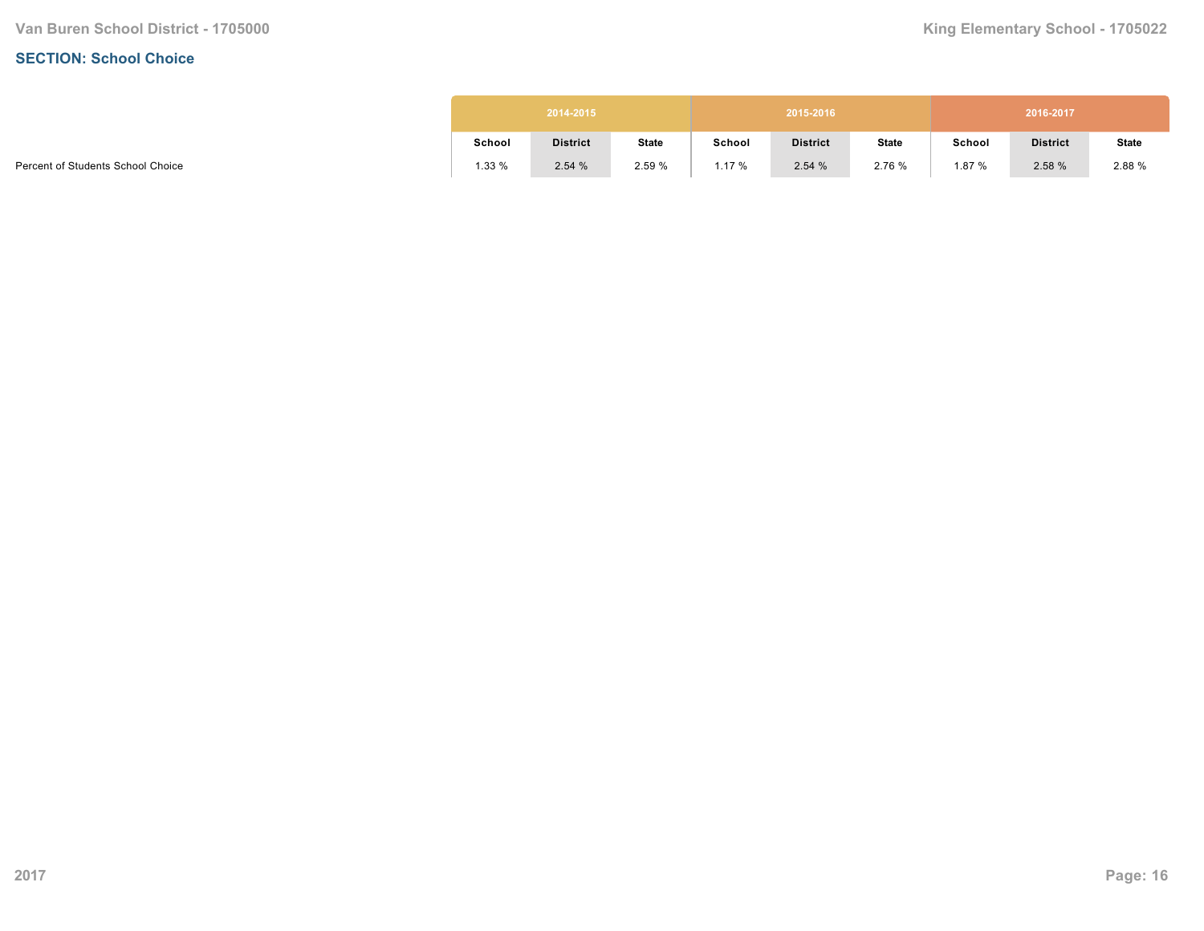## SECTION: School Choice

| | 2014-2015 | | | 2015-2016 | | | 2016-2017 | | |
|---|---|---|---|---|---|---|---|---|---|
| | School | District | State | School | District | State | School | District | State |
| Percent of Students School Choice | 1.33 % | 2.54 % | 2.59 % | 1.17 % | 2.54 % | 2.76 % | 1.87 % | 2.58 % | 2.88 % |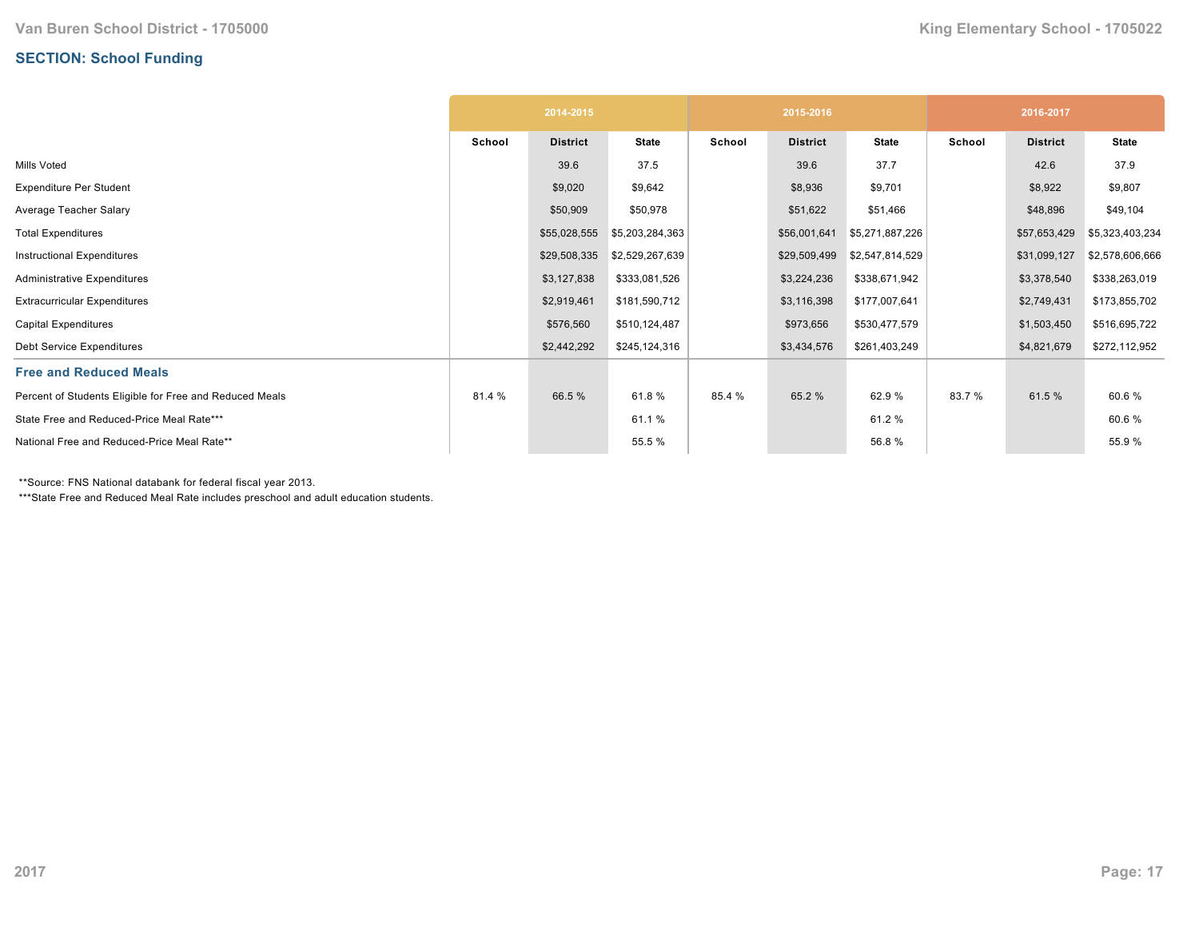## SECTION: School Funding

| | 2014-2015 | | | 2015-2016 | | | 2016-2017 | | |
|---|---|---|---|---|---|---|---|---|---|
| | School | District | State | School | District | State | School | District | State |
| Mills Voted | | 39.6 | 37.5 | | 39.6 | 37.7 | | 42.6 | 37.9 |
| Expenditure Per Student | | $9,020 | $9,642 | | $8,936 | $9,701 | | $8,922 | $9,807 |
| Average Teacher Salary | | $50,909 | $50,978 | | $51,622 | $51,466 | | $48,896 | $49,104 |
| Total Expenditures | | $55,028,555 | $5,203,284,363 | | $56,001,641 | $5,271,887,226 | | $57,653,429 | $5,323,403,234 |
| Instructional Expenditures | | $29,508,335 | $2,529,267,639 | | $29,509,499 | $2,547,814,529 | | $31,099,127 | $2,578,606,666 |
| Administrative Expenditures | | $3,127,838 | $333,081,526 | | $3,224,236 | $338,671,942 | | $3,378,540 | $338,263,019 |
| Extracurricular Expenditures | | $2,919,461 | $181,590,712 | | $3,116,398 | $177,007,641 | | $2,749,431 | $173,855,702 |
| Capital Expenditures | | $576,560 | $510,124,487 | | $973,656 | $530,477,579 | | $1,503,450 | $516,695,722 |
| Debt Service Expenditures | | $2,442,292 | $245,124,316 | | $3,434,576 | $261,403,249 | | $4,821,679 | $272,112,952 |
| **Free and Reduced Meals** | | | | | | | | | |
| Percent of Students Eligible for Free and Reduced Meals | 81.4 % | 66.5 % | 61.8 % | 85.4 % | 65.2 % | 62.9 % | 83.7 % | 61.5 % | 60.6 % |
| State Free and Reduced-Price Meal Rate*** | | | 61.1 % | | | 61.2 % | | | 60.6 % |
| National Free and Reduced-Price Meal Rate** | | | 55.5 % | | | 56.8 % | | | 55.9 % |

**Source: FNS National databank for federal fiscal year 2013.

***State Free and Reduced Meal Rate includes preschool and adult education students.